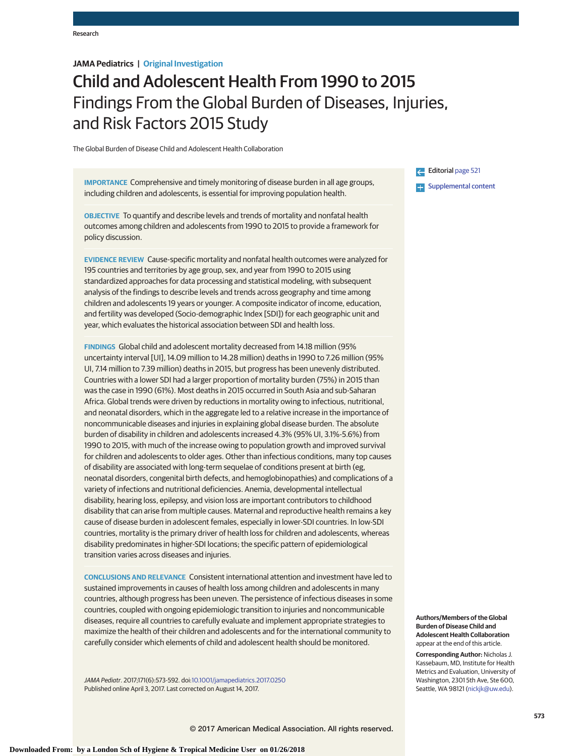Research

**JAMA Pediatrics | Original Investigation**

# Child and Adolescent Health From 1990 to 2015
## Findings From the Global Burden of Diseases, Injuries, and Risk Factors 2015 Study

The Global Burden of Disease Child and Adolescent Health Collaboration

**IMPORTANCE** Comprehensive and timely monitoring of disease burden in all age groups, including children and adolescents, is essential for improving population health.

**OBJECTIVE** To quantify and describe levels and trends of mortality and nonfatal health outcomes among children and adolescents from 1990 to 2015 to provide a framework for policy discussion.

**EVIDENCE REVIEW** Cause-specific mortality and nonfatal health outcomes were analyzed for 195 countries and territories by age group, sex, and year from 1990 to 2015 using standardized approaches for data processing and statistical modeling, with subsequent analysis of the findings to describe levels and trends across geography and time among children and adolescents 19 years or younger. A composite indicator of income, education, and fertility was developed (Socio-demographic Index [SDI]) for each geographic unit and year, which evaluates the historical association between SDI and health loss.

**FINDINGS** Global child and adolescent mortality decreased from 14.18 million (95% uncertainty interval [UI], 14.09 million to 14.28 million) deaths in 1990 to 7.26 million (95% UI, 7.14 million to 7.39 million) deaths in 2015, but progress has been unevenly distributed. Countries with a lower SDI had a larger proportion of mortality burden (75%) in 2015 than was the case in 1990 (61%). Most deaths in 2015 occurred in South Asia and sub-Saharan Africa. Global trends were driven by reductions in mortality owing to infectious, nutritional, and neonatal disorders, which in the aggregate led to a relative increase in the importance of noncommunicable diseases and injuries in explaining global disease burden. The absolute burden of disability in children and adolescents increased 4.3% (95% UI, 3.1%-5.6%) from 1990 to 2015, with much of the increase owing to population growth and improved survival for children and adolescents to older ages. Other than infectious conditions, many top causes of disability are associated with long-term sequelae of conditions present at birth (eg, neonatal disorders, congenital birth defects, and hemoglobinopathies) and complications of a variety of infections and nutritional deficiencies. Anemia, developmental intellectual disability, hearing loss, epilepsy, and vision loss are important contributors to childhood disability that can arise from multiple causes. Maternal and reproductive health remains a key cause of disease burden in adolescent females, especially in lower-SDI countries. In low-SDI countries, mortality is the primary driver of health loss for children and adolescents, whereas disability predominates in higher-SDI locations; the specific pattern of epidemiological transition varies across diseases and injuries.

**CONCLUSIONS AND RELEVANCE** Consistent international attention and investment have led to sustained improvements in causes of health loss among children and adolescents in many countries, although progress has been uneven. The persistence of infectious diseases in some countries, coupled with ongoing epidemiologic transition to injuries and noncommunicable diseases, require all countries to carefully evaluate and implement appropriate strategies to maximize the health of their children and adolescents and for the international community to carefully consider which elements of child and adolescent health should be monitored.

*JAMA Pediatr*. 2017;171(6):573-592. doi:10.1001/jamapediatrics.2017.0250
Published online April 3, 2017. Last corrected on August 14, 2017.

Editorial page 521

Supplemental content

**Authors/Members of the Global Burden of Disease Child and Adolescent Health Collaboration** appear at the end of this article.

**Corresponding Author:** Nicholas J. Kassebaum, MD, Institute for Health Metrics and Evaluation, University of Washington, 2301 5th Ave, Ste 600, Seattle, WA 98121 (nickjk@uw.edu).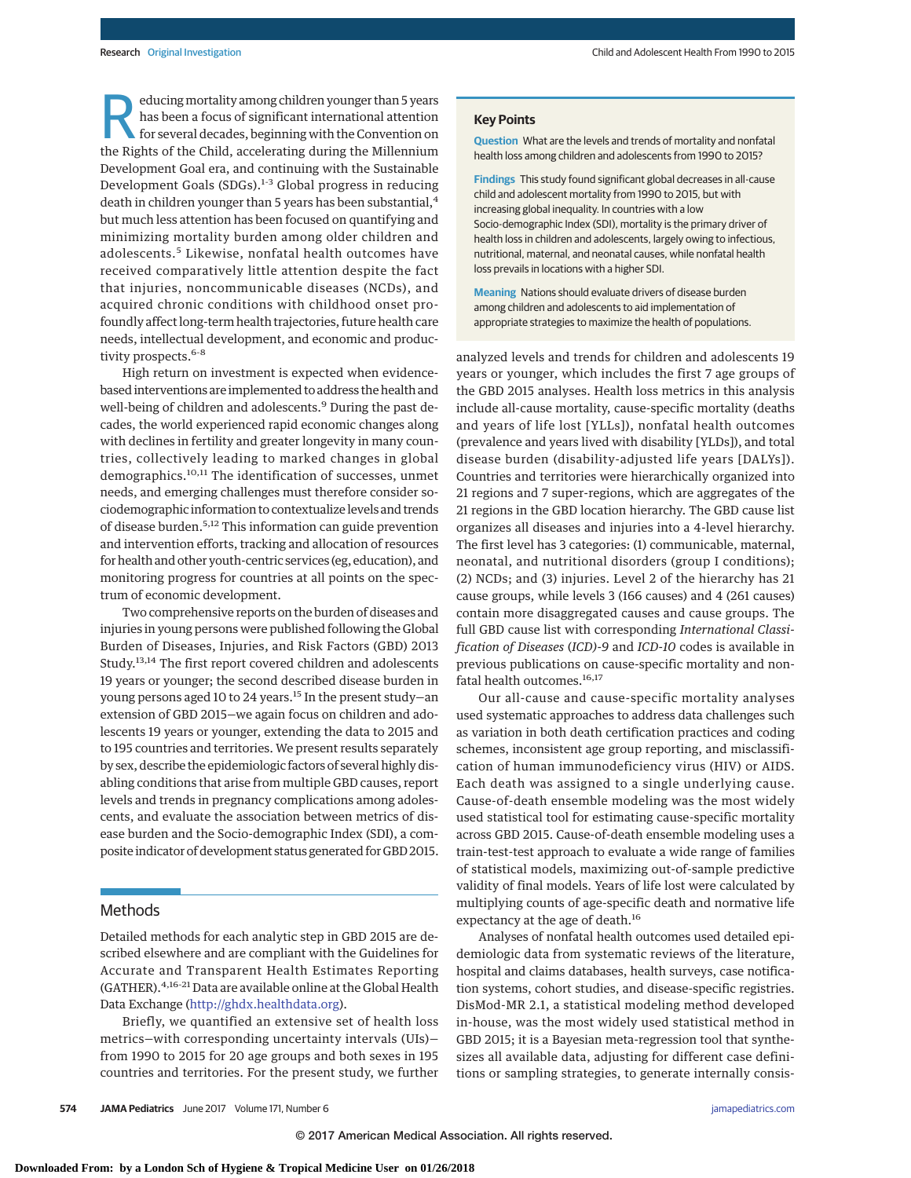Reducing mortality among children younger than 5 years has been a focus of significant international attention for several decades, beginning with the Convention on the Rights of the Child, accelerating during the Millennium Development Goal era, and continuing with the Sustainable Development Goals (SDGs).[1-3] Global progress in reducing death in children younger than 5 years has been substantial,[4] but much less attention has been focused on quantifying and minimizing mortality burden among older children and adolescents.[5] Likewise, nonfatal health outcomes have received comparatively little attention despite the fact that injuries, noncommunicable diseases (NCDs), and acquired chronic conditions with childhood onset profoundly affect long-term health trajectories, future health care needs, intellectual development, and economic and productivity prospects.[6-8]

High return on investment is expected when evidence-based interventions are implemented to address the health and well-being of children and adolescents.[9] During the past decades, the world experienced rapid economic changes along with declines in fertility and greater longevity in many countries, collectively leading to marked changes in global demographics.[10,11] The identification of successes, unmet needs, and emerging challenges must therefore consider sociodemographic information to contextualize levels and trends of disease burden.[5,12] This information can guide prevention and intervention efforts, tracking and allocation of resources for health and other youth-centric services (eg, education), and monitoring progress for countries at all points on the spectrum of economic development.

Two comprehensive reports on the burden of diseases and injuries in young persons were published following the Global Burden of Diseases, Injuries, and Risk Factors (GBD) 2013 Study.[13,14] The first report covered children and adolescents 19 years or younger; the second described disease burden in young persons aged 10 to 24 years.[15] In the present study—an extension of GBD 2015—we again focus on children and adolescents 19 years or younger, extending the data to 2015 and to 195 countries and territories. We present results separately by sex, describe the epidemiologic factors of several highly disabling conditions that arise from multiple GBD causes, report levels and trends in pregnancy complications among adolescents, and evaluate the association between metrics of disease burden and the Socio-demographic Index (SDI), a composite indicator of development status generated for GBD 2015.

## Key Points

**Question** What are the levels and trends of mortality and nonfatal health loss among children and adolescents from 1990 to 2015?

**Findings** This study found significant global decreases in all-cause child and adolescent mortality from 1990 to 2015, but with increasing global inequality. In countries with a low Socio-demographic Index (SDI), mortality is the primary driver of health loss in children and adolescents, largely owing to infectious, nutritional, maternal, and neonatal causes, while nonfatal health loss prevails in locations with a higher SDI.

**Meaning** Nations should evaluate drivers of disease burden among children and adolescents to aid implementation of appropriate strategies to maximize the health of populations.

## Methods

Detailed methods for each analytic step in GBD 2015 are described elsewhere and are compliant with the Guidelines for Accurate and Transparent Health Estimates Reporting (GATHER).[4,16-21] Data are available online at the Global Health Data Exchange (http://ghdx.healthdata.org).

Briefly, we quantified an extensive set of health loss metrics—with corresponding uncertainty intervals (UIs)—from 1990 to 2015 for 20 age groups and both sexes in 195 countries and territories. For the present study, we further analyzed levels and trends for children and adolescents 19 years or younger, which includes the first 7 age groups of the GBD 2015 analyses. Health loss metrics in this analysis include all-cause mortality, cause-specific mortality (deaths and years of life lost [YLLs]), nonfatal health outcomes (prevalence and years lived with disability [YLDs]), and total disease burden (disability-adjusted life years [DALYs]). Countries and territories were hierarchically organized into 21 regions and 7 super-regions, which are aggregates of the 21 regions in the GBD location hierarchy. The GBD cause list organizes all diseases and injuries into a 4-level hierarchy. The first level has 3 categories: (1) communicable, maternal, neonatal, and nutritional disorders (group I conditions); (2) NCDs; and (3) injuries. Level 2 of the hierarchy has 21 cause groups, while levels 3 (166 causes) and 4 (261 causes) contain more disaggregated causes and cause groups. The full GBD cause list with corresponding *International Classification of Diseases* (*ICD*)-*9* and *ICD-10* codes is available in previous publications on cause-specific mortality and nonfatal health outcomes.[16,17]

Our all-cause and cause-specific mortality analyses used systematic approaches to address data challenges such as variation in both death certification practices and coding schemes, inconsistent age group reporting, and misclassification of human immunodeficiency virus (HIV) or AIDS. Each death was assigned to a single underlying cause. Cause-of-death ensemble modeling was the most widely used statistical tool for estimating cause-specific mortality across GBD 2015. Cause-of-death ensemble modeling uses a train-test-test approach to evaluate a wide range of families of statistical models, maximizing out-of-sample predictive validity of final models. Years of life lost were calculated by multiplying counts of age-specific death and normative life expectancy at the age of death.[16]

Analyses of nonfatal health outcomes used detailed epidemiologic data from systematic reviews of the literature, hospital and claims databases, health surveys, case notification systems, cohort studies, and disease-specific registries. DisMod-MR 2.1, a statistical modeling method developed in-house, was the most widely used statistical method in GBD 2015; it is a Bayesian meta-regression tool that synthesizes all available data, adjusting for different case definitions or sampling strategies, to generate internally consis-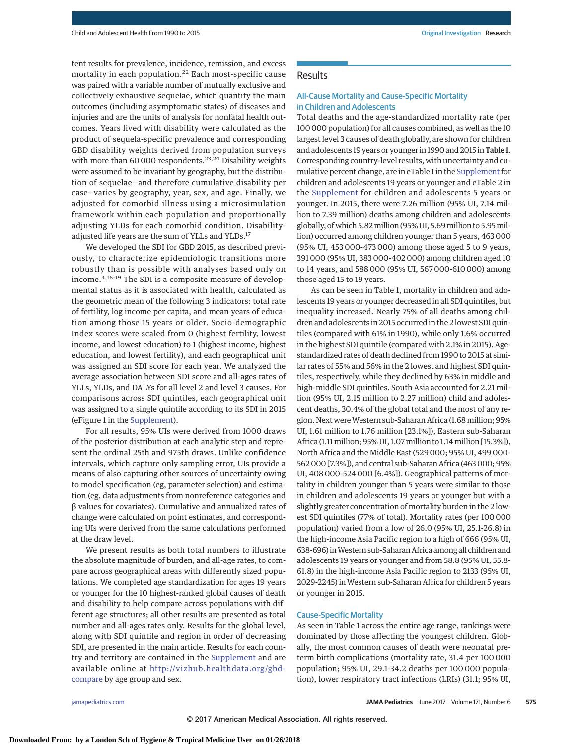tent results for prevalence, incidence, remission, and excess mortality in each population.[22] Each most-specific cause was paired with a variable number of mutually exclusive and collectively exhaustive sequelae, which quantify the main outcomes (including asymptomatic states) of diseases and injuries and are the units of analysis for nonfatal health outcomes. Years lived with disability were calculated as the product of sequela-specific prevalence and corresponding GBD disability weights derived from population surveys with more than 60 000 respondents.[23,24] Disability weights were assumed to be invariant by geography, but the distribution of sequelae—and therefore cumulative disability per case—varies by geography, year, sex, and age. Finally, we adjusted for comorbid illness using a microsimulation framework within each population and proportionally adjusting YLDs for each comorbid condition. Disability-adjusted life years are the sum of YLLs and YLDs.[17]

We developed the SDI for GBD 2015, as described previously, to characterize epidemiologic transitions more robustly than is possible with analyses based only on income.[4,16-19] The SDI is a composite measure of developmental status as it is associated with health, calculated as the geometric mean of the following 3 indicators: total rate of fertility, log income per capita, and mean years of education among those 15 years or older. Socio-demographic Index scores were scaled from 0 (highest fertility, lowest income, and lowest education) to 1 (highest income, highest education, and lowest fertility), and each geographical unit was assigned an SDI score for each year. We analyzed the average association between SDI score and all-ages rates of YLLs, YLDs, and DALYs for all level 2 and level 3 causes. For comparisons across SDI quintiles, each geographical unit was assigned to a single quintile according to its SDI in 2015 (eFigure 1 in the Supplement).

For all results, 95% UIs were derived from 1000 draws of the posterior distribution at each analytic step and represent the ordinal 25th and 975th draws. Unlike confidence intervals, which capture only sampling error, UIs provide a means of also capturing other sources of uncertainty owing to model specification (eg, parameter selection) and estimation (eg, data adjustments from nonreference categories and β values for covariates). Cumulative and annualized rates of change were calculated on point estimates, and corresponding UIs were derived from the same calculations performed at the draw level.

We present results as both total numbers to illustrate the absolute magnitude of burden, and all-age rates, to compare across geographical areas with differently sized populations. We completed age standardization for ages 19 years or younger for the 10 highest-ranked global causes of death and disability to help compare across populations with different age structures; all other results are presented as total number and all-ages rates only. Results for the global level, along with SDI quintile and region in order of decreasing SDI, are presented in the main article. Results for each country and territory are contained in the Supplement and are available online at http://vizhub.healthdata.org/gbd-compare by age group and sex.

## Results

### All-Cause Mortality and Cause-Specific Mortality in Children and Adolescents

Total deaths and the age-standardized mortality rate (per 100 000 population) for all causes combined, as well as the 10 largest level 3 causes of death globally, are shown for children and adolescents 19 years or younger in 1990 and 2015 in **Table 1**. Corresponding country-level results, with uncertainty and cumulative percent change, are in eTable 1 in the Supplement for children and adolescents 19 years or younger and eTable 2 in the Supplement for children and adolescents 5 years or younger. In 2015, there were 7.26 million (95% UI, 7.14 million to 7.39 million) deaths among children and adolescents globally, of which 5.82 million (95% UI, 5.69 million to 5.95 million) occurred among children younger than 5 years, 463 000 (95% UI, 453 000-473 000) among those aged 5 to 9 years, 391 000 (95% UI, 383 000-402 000) among children aged 10 to 14 years, and 588 000 (95% UI, 567 000-610 000) among those aged 15 to 19 years.

As can be seen in Table 1, mortality in children and adolescents 19 years or younger decreased in all SDI quintiles, but inequality increased. Nearly 75% of all deaths among children and adolescents in 2015 occurred in the 2 lowest SDI quintiles (compared with 61% in 1990), while only 1.6% occurred in the highest SDI quintile (compared with 2.1% in 2015). Age-standardized rates of death declined from 1990 to 2015 at similar rates of 55% and 56% in the 2 lowest and highest SDI quintiles, respectively, while they declined by 63% in middle and high-middle SDI quintiles. South Asia accounted for 2.21 million (95% UI, 2.15 million to 2.27 million) child and adolescent deaths, 30.4% of the global total and the most of any region. Next were Western sub-Saharan Africa (1.68 million; 95% UI, 1.61 million to 1.76 million [23.1%]), Eastern sub-Saharan Africa (1.11 million; 95% UI, 1.07 million to 1.14 million [15.3%]), North Africa and the Middle East (529 000; 95% UI, 499 000-562 000 [7.3%]), and central sub-Saharan Africa (463 000; 95% UI, 408 000-524 000 [6.4%]). Geographical patterns of mortality in children younger than 5 years were similar to those in children and adolescents 19 years or younger but with a slightly greater concentration of mortality burden in the 2 lowest SDI quintiles (77% of total). Mortality rates (per 100 000 population) varied from a low of 26.0 (95% UI, 25.1-26.8) in the high-income Asia Pacific region to a high of 666 (95% UI, 638-696) in Western sub-Saharan Africa among all children and adolescents 19 years or younger and from 58.8 (95% UI, 55.8-61.8) in the high-income Asia Pacific region to 2133 (95% UI, 2029-2245) in Western sub-Saharan Africa for children 5 years or younger in 2015.

### Cause-Specific Mortality

As seen in Table 1 across the entire age range, rankings were dominated by those affecting the youngest children. Globally, the most common causes of death were neonatal preterm birth complications (mortality rate, 31.4 per 100 000 population; 95% UI, 29.1-34.2 deaths per 100 000 population), lower respiratory tract infections (LRIs) (31.1; 95% UI,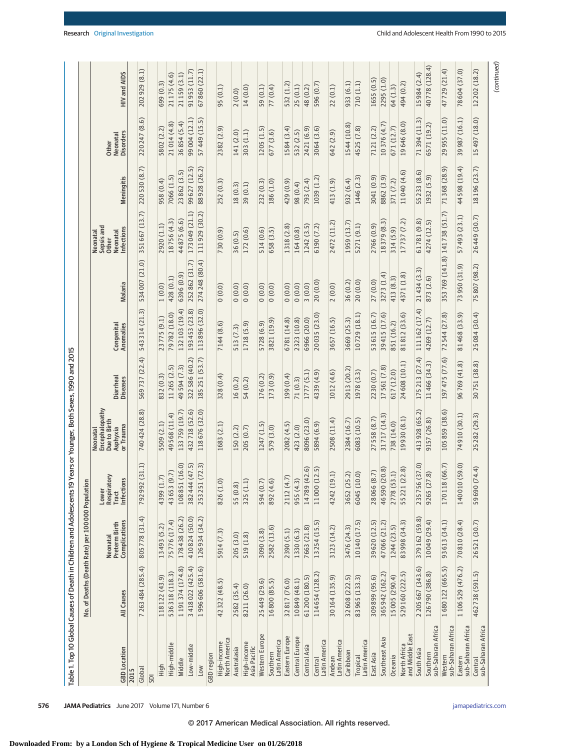Table 1. Top 10 Global Causes of Death in Children and Adolescents 19 Years or Younger, Both Sexes, 1990 and 2015

| GBD Location | No. of Deaths (Death Rate) per 100 000 Population | | | | | | | | | | |
|---|---|---|---|---|---|---|---|---|---|---|---|
| | All Causes | Neonatal Preterm Birth Complications | Lower Respiratory Tract Infections | Neonatal Encephalopathy Due to Birth Asphyxia or Trauma | Diarrheal Diseases | Congenital Anomalies | Malaria | Neonatal Sepsis and Other Neonatal Infections | Meningitis | Other Neonatal Disorders | HIV and AIDS |
| **2015** | | | | | | | | | | | |
| Global | 7 263 484 (285.4) | 805 778 (31.4) | 792 992 (31.1) | 740 424 (28.8) | 569 737 (22.4) | 543 314 (21.3) | 534 007 (21.0) | 351 667 (13.7) | 220 530 (8.7) | 220 247 (8.6) | 202 929 (8.1) |
| SDI | | | | | | | | | | | |
| High | 118 122 (43.9) | 13 493 (5.2) | 4399 (1.7) | 5509 (2.1) | 832 (0.3) | 23 775 (9.1) | 1 (0.0) | 2920 (1.1) | 958 (0.4) | 5802 (2.2) | 699 (0.3) |
| High-middle | 536 318 (118.3) | 75 776 (17.4) | 43 653 (9.7) | 49 568 (11.4) | 11 265 (2.5) | 79 782 (18.0) | 428 (0.1) | 18 756 (4.3) | 7066 (1.5) | 21 014 (4.8) | 21 175 (4.6) |
| Middle | 1 191 374 (174.8) | 178 438 (26.2) | 108 851 (16.0) | 133 759 (19.7) | 49 594 (7.3) | 132 103 (19.4) | 6396 (0.9) | 44 875 (6.6) | 23 862 (3.5) | 36 854 (5.4) | 21 159 (3.1) |
| Low-middle | 3 418 022 (425.4) | 410 824 (50.0) | 382 444 (47.5) | 432 718 (52.6) | 322 586 (40.2) | 193 453 (23.8) | 252 862 (31.7) | 173 049 (21.1) | 99 627 (12.5) | 99 004 (12.1) | 91 953 (11.7) |
| Low | 1 996 606 (581.6) | 126 934 (34.2) | 253 251 (72.3) | 118 676 (32.0) | 185 251 (53.7) | 113 896 (32.0) | 274 248 (80.4) | 111 929 (30.2) | 88 928 (26.2) | 57 449 (15.5) | 67 860 (22.1) |
| GBD region | | | | | | | | | | | |
| High-income North America | 42 322 (48.5) | 5914 (7.3) | 826 (1.0) | 1683 (2.1) | 328 (0.4) | 7144 (8.6) | 0 (0.0) | 730 (0.9) | 252 (0.3) | 2382 (2.9) | 95 (0.1) |
| Australasia | 2582 (35.4) | 205 (3.0) | 55 (0.8) | 150 (2.2) | 16 (0.2) | 513 (7.3) | 0 (0.0) | 36 (0.5) | 18 (0.3) | 141 (2.0) | 2 (0.0) |
| High-income Asia Pacific | 8211 (26.0) | 519 (1.8) | 325 (1.1) | 205 (0.7) | 54 (0.2) | 1718 (5.9) | 0 (0.0) | 172 (0.6) | 39 (0.1) | 303 (1.1) | 14 (0.0) |
| Western Europe | 25 449 (29.6) | 3090 (3.8) | 594 (0.7) | 1247 (1.5) | 176 (0.2) | 5728 (6.9) | 0 (0.0) | 514 (0.6) | 232 (0.3) | 1205 (1.5) | 59 (0.1) |
| Southern Latin America | 16 800 (85.5) | 2582 (13.6) | 892 (4.6) | 579 (3.0) | 173 (0.9) | 3821 (19.9) | 0 (0.0) | 658 (3.5) | 186 (1.0) | 677 (3.6) | 77 (0.4) |
| Eastern Europe | 32 817 (76.0) | 2390 (5.1) | 2112 (4.7) | 2082 (4.5) | 199 (0.4) | 6781 (14.8) | 0 (0.0) | 1318 (2.8) | 429 (0.9) | 1584 (3.4) | 532 (1.2) |
| Central Europe | 10 849 (48.1) | 1330 (6.3) | 955 (4.3) | 423 (2.0) | 71 (0.3) | 2323 (10.8) | 0 (0.0) | 164 (0.8) | 98 (0.4) | 532 (2.5) | 25 (0.1) |
| Central Asia | 61 200 (180.5) | 7663 (21.8) | 14 789 (42.6) | 8096 (23.0) | 1777 (5.1) | 6966 (20.0) | 3 (0.0) | 1242 (3.5) | 793 (2.4) | 2421 (6.9) | 48 (0.2) |
| Central Latin America | 114 654 (128.2) | 13 254 (15.5) | 11 000 (12.5) | 5894 (6.9) | 4339 (4.9) | 20 035 (23.0) | 20 (0.0) | 6190 (7.2) | 1039 (1.2) | 3064 (3.6) | 596 (0.7) |
| Andean Latin America | 30 164 (135.9) | 3123 (14.2) | 4242 (19.1) | 2508 (11.4) | 1012 (4.6) | 3657 (16.5) | 2 (0.0) | 2472 (11.2) | 413 (1.9) | 642 (2.9) | 22 (0.1) |
| Caribbean | 32 608 (222.5) | 3476 (24.3) | 3652 (25.2) | 2384 (16.7) | 2913 (20.2) | 3669 (25.3) | 36 (0.2) | 1959 (13.7) | 932 (6.4) | 1544 (10.8) | 933 (6.1) |
| Tropical Latin America | 83 965 (133.3) | 10 140 (17.5) | 6045 (10.0) | 6083 (10.5) | 1978 (3.3) | 10 729 (18.1) | 20 (0.0) | 5271 (9.1) | 1446 (2.3) | 4525 (7.8) | 710 (1.1) |
| East Asia | 309 899 (95.6) | 39 620 (12.5) | 28 066 (8.7) | 27 558 (8.7) | 2230 (0.7) | 53 615 (16.7) | 27 (0.0) | 2766 (0.9) | 3041 (0.9) | 7121 (2.2) | 1655 (0.5) |
| Southeast Asia | 365 942 (162.2) | 47 066 (21.2) | 46 590 (20.8) | 31 717 (14.3) | 17 561 (7.8) | 39 415 (17.6) | 3273 (1.4) | 18 379 (8.3) | 8862 (3.9) | 10 376 (4.7) | 2295 (1.0) |
| Oceania | 15 005 (290.4) | 1244 (23.5) | 2778 (53.1) | 738 (14.0) | 617 (12.0) | 851 (16.2) | 413 (8.3) | 314 (5.9) | 371 (7.2) | 671 (12.7) | 64 (1.3) |
| North Africa and Middle East | 529 160 (222.5) | 83 998 (34.3) | 55 221 (22.8) | 19 930 (8.1) | 24 608 (10.1) | 81 812 (33.6) | 4371 (1.8) | 17 737 (7.2) | 11 040 (4.6) | 19 646 (8.0) | 494 (0.2) |
| South Asia | 2 205 667 (343.6) | 379 162 (59.8) | 235 756 (37.0) | 413 928 (65.2) | 175 213 (27.4) | 111 162 (17.4) | 21 434 (3.3) | 61 781 (9.8) | 55 233 (8.6) | 71 394 (11.3) | 15 984 (2.4) |
| Southern sub-Saharan Africa | 126 790 (386.8) | 10 049 (29.4) | 9265 (27.8) | 9157 (26.8) | 11 466 (34.3) | 4269 (12.7) | 873 (2.6) | 4274 (12.5) | 1932 (5.9) | 6571 (19.2) | 40 778 (128.4) |
| Western sub-Saharan Africa | 1 680 122 (665.5) | 93 613 (34.1) | 170 118 (66.7) | 105 859 (38.6) | 197 475 (77.6) | 72 544 (27.8) | 353 769 (141.8) | 141 738 (51.7) | 71 368 (28.9) | 29 955 (11.0) | 47 729 (21.4) |
| Eastern sub-Saharan Africa | 1 106 529 (476.2) | 70 810 (28.4) | 140 010 (59.0) | 74 910 (30.1) | 96 769 (41.8) | 81 468 (33.9) | 73 950 (31.9) | 57 493 (23.1) | 44 598 (19.4) | 39 987 (16.1) | 78 604 (37.0) |
| Central sub-Saharan Africa | 462 738 (591.5) | 26 521 (30.7) | 59 690 (74.4) | 25 282 (29.3) | 30 751 (38.8) | 25 084 (30.4) | 75 807 (98.2) | 26 449 (30.7) | 18 196 (23.7) | 15 497 (18.0) | 12 202 (18.2) |

(continued)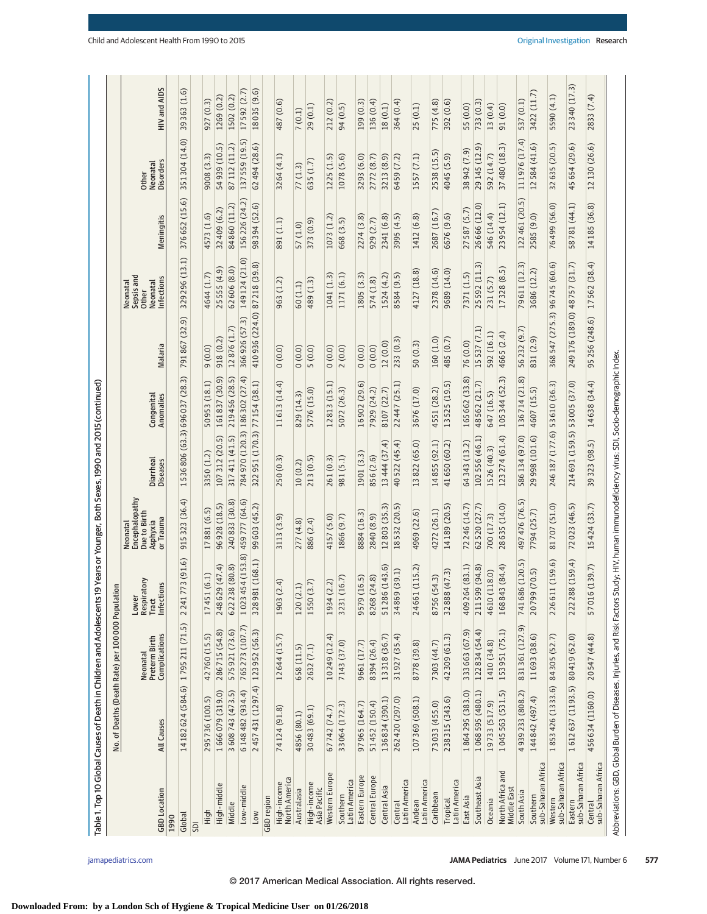Table 1. Top 10 Global Causes of Death in Children and Adolescents 19 Years or Younger, Both Sexes, 1990 and 2015 (continued)

| GBD Location | No. of Deaths (Death Rate) per 100 000 Population | | | | | | | | | | |
|---|---|---|---|---|---|---|---|---|---|---|---|
| | All Causes | Neonatal Preterm Birth Complications | Lower Respiratory Tract Infections | Neonatal Encephalopathy Due to Birth Asphyxia or Trauma | Diarrheal Diseases | Congenital Anomalies | Malaria | Neonatal Sepsis and Other Neonatal Infections | Meningitis | Other Neonatal Disorders | HIV and AIDS |
| **1990** | | | | | | | | | | | |
| Global | 14 182 624 (584.6) | 1 795 211 (71.5) | 2 241 773 (91.6) | 915 323 (36.4) | 1 536 806 (63.3) | 696 037 (28.3) | 791 867 (32.9) | 329 296 (13.1) | 376 652 (15.6) | 351 304 (14.0) | 39 363 (1.6) |
| SDI | | | | | | | | | | | |
| High | 295 736 (100.5) | 42 760 (15.5) | 17 451 (6.1) | 17 881 (6.5) | 3350 (1.2) | 50 953 (18.1) | 9 (0.0) | 4644 (1.7) | 4573 (1.6) | 9008 (3.3) | 927 (0.3) |
| High-middle | 1 666 079 (319.0) | 286 715 (54.8) | 248 629 (47.4) | 96 928 (18.5) | 107 312 (20.5) | 161 837 (30.9) | 918 (0.2) | 25 555 (4.9) | 32 409 (6.2) | 54 939 (10.5) | 1269 (0.2) |
| Middle | 3 608 743 (473.5) | 575 921 (73.6) | 622 238 (80.8) | 240 833 (30.8) | 317 411 (41.5) | 219 456 (28.5) | 12 876 (1.7) | 62 606 (8.0) | 84 860 (11.2) | 87 112 (11.2) | 1502 (0.2) |
| Low-middle | 6 148 482 (934.4) | 765 273 (107.7) | 1 023 454 (153.8) | 459 777 (64.6) | 784 970 (120.3) | 186 302 (27.4) | 366 926 (57.3) | 149 124 (21.0) | 156 226 (24.2) | 137 559 (19.5) | 17 592 (2.7) |
| Low | 2 457 431 (1297.4) | 123 952 (56.3) | 328 981 (168.1) | 99 603 (45.2) | 322 951 (170.3) | 77 154 (38.1) | 410 936 (224.0) | 87 218 (39.8) | 98 394 (52.6) | 62 494 (28.6) | 18 035 (9.6) |
| GBD region | | | | | | | | | | | |
| High-income North America | 74 124 (91.8) | 12 644 (15.7) | 1903 (2.4) | 3113 (3.9) | 250 (0.3) | 11 613 (14.4) | 0 (0.0) | 963 (1.2) | 891 (1.1) | 3264 (4.1) | 487 (0.6) |
| Australasia | 4856 (80.1) | 658 (11.5) | 120 (2.1) | 277 (4.8) | 10 (0.2) | 829 (14.3) | 0 (0.0) | 60 (1.1) | 57 (1.0) | 77 (1.3) | 7 (0.1) |
| High-income Asia Pacific | 30 483 (69.1) | 2632 (7.1) | 1550 (3.7) | 886 (2.4) | 213 (0.5) | 5776 (15.0) | 5 (0.0) | 489 (1.3) | 373 (0.9) | 635 (1.7) | 29 (0.1) |
| Western Europe | 67 742 (74.7) | 10 249 (12.4) | 1934 (2.2) | 4157 (5.0) | 261 (0.3) | 12 813 (15.1) | 0 (0.0) | 1041 (1.3) | 1073 (1.2) | 1225 (1.5) | 212 (0.2) |
| Southern Latin America | 33 064 (172.3) | 7143 (37.0) | 3231 (16.7) | 1866 (9.7) | 981 (5.1) | 5072 (26.3) | 2 (0.0) | 1171 (6.1) | 668 (3.5) | 1078 (5.6) | 94 (0.5) |
| Eastern Europe | 97 965 (164.7) | 9661 (17.7) | 9579 (16.5) | 8884 (16.3) | 1901 (3.3) | 16 902 (29.6) | 0 (0.0) | 1805 (3.3) | 2274 (3.8) | 3293 (6.0) | 199 (0.3) |
| Central Europe | 51 452 (150.4) | 8394 (26.4) | 8268 (24.8) | 2840 (8.9) | 856 (2.6) | 7929 (24.2) | 0 (0.0) | 574 (1.8) | 929 (2.7) | 2772 (8.7) | 136 (0.4) |
| Central Asia | 136 834 (390.1) | 13 318 (36.7) | 51 286 (143.6) | 12 803 (35.3) | 13 444 (37.4) | 8107 (22.7) | 12 (0.0) | 1524 (4.2) | 2341 (6.8) | 3213 (8.9) | 18 (0.1) |
| Central Latin America | 262 420 (297.0) | 31 927 (35.4) | 34 869 (39.1) | 18 532 (20.5) | 40 522 (45.4) | 22 447 (25.1) | 233 (0.3) | 8584 (9.5) | 3995 (4.5) | 6459 (7.2) | 364 (0.4) |
| Andean Latin America | 107 369 (508.1) | 8778 (39.8) | 24 661 (115.2) | 4969 (22.6) | 13 822 (65.0) | 3676 (17.0) | 50 (0.3) | 4127 (18.8) | 1412 (6.8) | 1557 (7.1) | 25 (0.1) |
| Caribbean | 73 033 (455.0) | 7303 (44.7) | 8756 (54.3) | 4272 (26.1) | 14 855 (92.1) | 4551 (28.2) | 160 (1.0) | 2378 (14.6) | 2687 (16.7) | 2538 (15.5) | 775 (4.8) |
| Tropical Latin America | 238 315 (343.6) | 42 309 (61.3) | 32 888 (47.3) | 14 189 (20.5) | 41 650 (60.2) | 13 525 (19.5) | 485 (0.7) | 9689 (14.0) | 6676 (9.6) | 4045 (5.9) | 392 (0.6) |
| East Asia | 1 864 295 (383.0) | 333 663 (67.9) | 409 264 (83.1) | 72 246 (14.7) | 64 343 (13.2) | 165 662 (33.8) | 76 (0.0) | 7371 (1.5) | 27 587 (5.7) | 38 942 (7.9) | 55 (0.0) |
| Southeast Asia | 1 068 595 (480.1) | 122 834 (54.4) | 211 599 (94.8) | 62 520 (27.7) | 102 556 (46.1) | 48 562 (21.7) | 15 537 (7.1) | 25 592 (11.3) | 26 666 (12.0) | 29 145 (12.9) | 733 (0.3) |
| Oceania | 19 733 (517.9) | 1410 (34.8) | 4610 (118.0) | 700 (17.3) | 1526 (40.3) | 647 (16.5) | 592 (16.1) | 231 (5.7) | 546 (14.4) | 592 (14.7) | 13 (0.4) |
| North Africa and Middle East | 1 045 563 (531.5) | 153 951 (75.1) | 168 843 (84.4) | 28 635 (14.0) | 123 274 (61.4) | 105 344 (52.3) | 4665 (2.4) | 17 328 (8.5) | 23 954 (12.1) | 37 480 (18.3) | 91 (0.0) |
| South Asia | 4 939 233 (808.2) | 831 361 (127.9) | 741 686 (120.5) | 497 476 (76.5) | 586 134 (97.0) | 136 714 (21.8) | 56 232 (9.7) | 79 611 (12.3) | 122 461 (20.5) | 111 976 (17.4) | 537 (0.1) |
| Southern sub-Saharan Africa | 144 842 (497.4) | 11 693 (38.6) | 20 799 (70.5) | 7794 (25.7) | 29 998 (101.6) | 4607 (15.5) | 831 (2.9) | 3686 (12.2) | 2585 (9.0) | 12 584 (41.6) | 3422 (11.7) |
| Western sub-Saharan Africa | 1 853 426 (1333.6) | 84 305 (52.7) | 226 611 (159.6) | 81 707 (51.0) | 246 187 (177.6) | 53 610 (36.3) | 368 547 (275.3) | 96 745 (60.6) | 76 499 (56.0) | 32 635 (20.5) | 5590 (4.1) |
| Eastern sub-Saharan Africa | 1 612 637 (1193.5) | 80 419 (52.0) | 222 288 (159.4) | 72 023 (46.5) | 214 691 (159.5) | 53 005 (37.0) | 249 176 (189.0) | 48 757 (31.7) | 58 781 (44.1) | 45 654 (29.6) | 23 340 (17.3) |
| Central sub-Saharan Africa | 456 634 (1160.0) | 20 547 (44.8) | 57 016 (139.7) | 15 424 (33.7) | 39 323 (98.5) | 14 638 (34.4) | 95 256 (248.6) | 17 562 (38.4) | 14 185 (36.8) | 12 130 (26.6) | 2833 (7.4) |

Abbreviations: GBD, Global Burden of Diseases, Injuries, and Risk Factors Study; HIV, human immunodeficiency virus; SDI, Socio-demographic Index.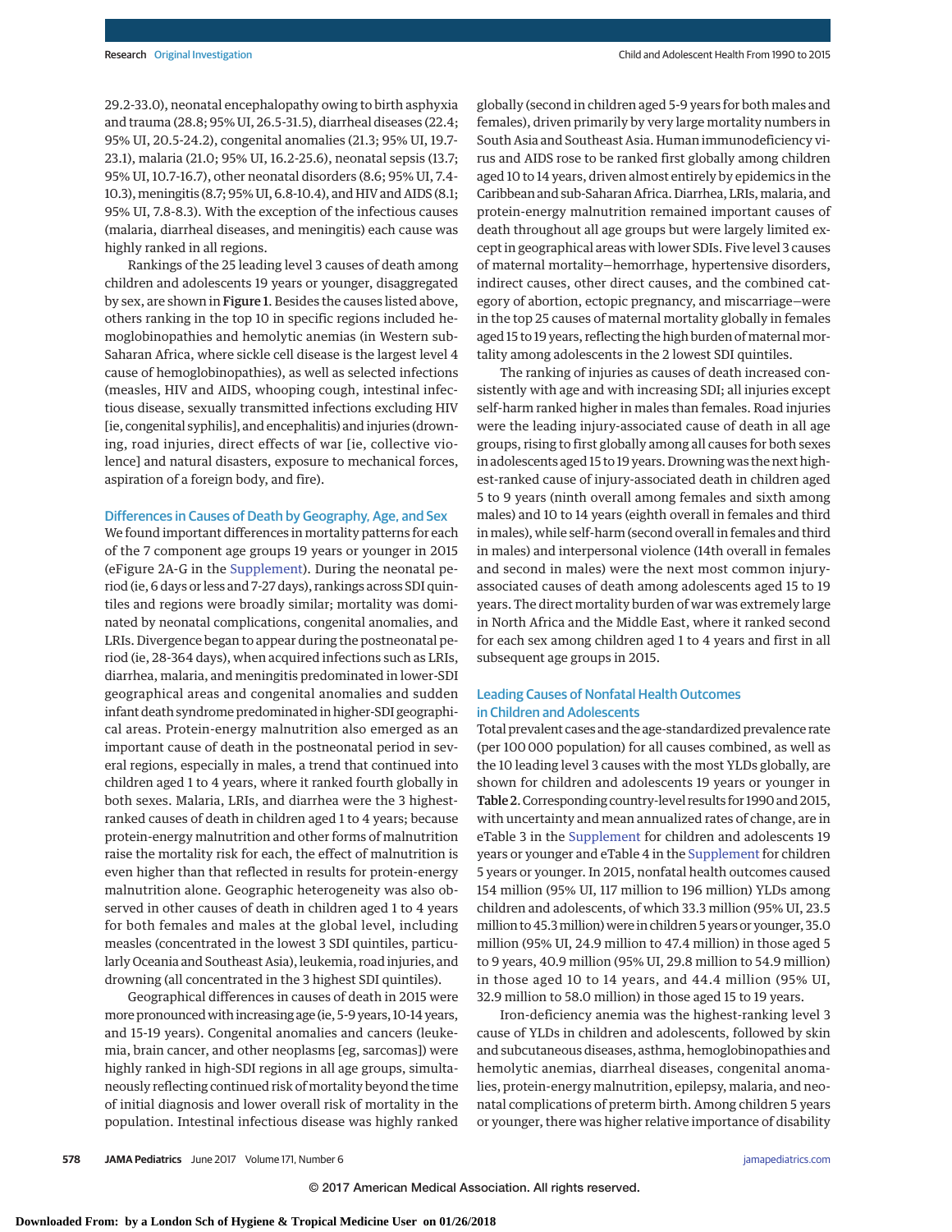29.2-33.0), neonatal encephalopathy owing to birth asphyxia and trauma (28.8; 95% UI, 26.5-31.5), diarrheal diseases (22.4; 95% UI, 20.5-24.2), congenital anomalies (21.3; 95% UI, 19.7-23.1), malaria (21.0; 95% UI, 16.2-25.6), neonatal sepsis (13.7; 95% UI, 10.7-16.7), other neonatal disorders (8.6; 95% UI, 7.4-10.3), meningitis (8.7; 95% UI, 6.8-10.4), and HIV and AIDS (8.1; 95% UI, 7.8-8.3). With the exception of the infectious causes (malaria, diarrheal diseases, and meningitis) each cause was highly ranked in all regions.

Rankings of the 25 leading level 3 causes of death among children and adolescents 19 years or younger, disaggregated by sex, are shown in **Figure 1**. Besides the causes listed above, others ranking in the top 10 in specific regions included hemoglobinopathies and hemolytic anemias (in Western sub-Saharan Africa, where sickle cell disease is the largest level 4 cause of hemoglobinopathies), as well as selected infections (measles, HIV and AIDS, whooping cough, intestinal infectious disease, sexually transmitted infections excluding HIV [ie, congenital syphilis], and encephalitis) and injuries (drowning, road injuries, direct effects of war [ie, collective violence] and natural disasters, exposure to mechanical forces, aspiration of a foreign body, and fire).

### Differences in Causes of Death by Geography, Age, and Sex

We found important differences in mortality patterns for each of the 7 component age groups 19 years or younger in 2015 (eFigure 2A-G in the Supplement). During the neonatal period (ie, 6 days or less and 7-27 days), rankings across SDI quintiles and regions were broadly similar; mortality was dominated by neonatal complications, congenital anomalies, and LRIs. Divergence began to appear during the postneonatal period (ie, 28-364 days), when acquired infections such as LRIs, diarrhea, malaria, and meningitis predominated in lower-SDI geographical areas and congenital anomalies and sudden infant death syndrome predominated in higher-SDI geographical areas. Protein-energy malnutrition also emerged as an important cause of death in the postneonatal period in several regions, especially in males, a trend that continued into children aged 1 to 4 years, where it ranked fourth globally in both sexes. Malaria, LRIs, and diarrhea were the 3 highest-ranked causes of death in children aged 1 to 4 years; because protein-energy malnutrition and other forms of malnutrition raise the mortality risk for each, the effect of malnutrition is even higher than that reflected in results for protein-energy malnutrition alone. Geographic heterogeneity was also observed in other causes of death in children aged 1 to 4 years for both females and males at the global level, including measles (concentrated in the lowest 3 SDI quintiles, particularly Oceania and Southeast Asia), leukemia, road injuries, and drowning (all concentrated in the 3 highest SDI quintiles).

Geographical differences in causes of death in 2015 were more pronounced with increasing age (ie, 5-9 years, 10-14 years, and 15-19 years). Congenital anomalies and cancers (leukemia, brain cancer, and other neoplasms [eg, sarcomas]) were highly ranked in high-SDI regions in all age groups, simultaneously reflecting continued risk of mortality beyond the time of initial diagnosis and lower overall risk of mortality in the population. Intestinal infectious disease was highly ranked globally (second in children aged 5-9 years for both males and females), driven primarily by very large mortality numbers in South Asia and Southeast Asia. Human immunodeficiency virus and AIDS rose to be ranked first globally among children aged 10 to 14 years, driven almost entirely by epidemics in the Caribbean and sub-Saharan Africa. Diarrhea, LRIs, malaria, and protein-energy malnutrition remained important causes of death throughout all age groups but were largely limited except in geographical areas with lower SDIs. Five level 3 causes of maternal mortality—hemorrhage, hypertensive disorders, indirect causes, other direct causes, and the combined category of abortion, ectopic pregnancy, and miscarriage—were in the top 25 causes of maternal mortality globally in females aged 15 to 19 years, reflecting the high burden of maternal mortality among adolescents in the 2 lowest SDI quintiles.

The ranking of injuries as causes of death increased consistently with age and with increasing SDI; all injuries except self-harm ranked higher in males than females. Road injuries were the leading injury-associated cause of death in all age groups, rising to first globally among all causes for both sexes in adolescents aged 15 to 19 years. Drowning was the next highest-ranked cause of injury-associated death in children aged 5 to 9 years (ninth overall among females and sixth among males) and 10 to 14 years (eighth overall in females and third in males), while self-harm (second overall in females and third in males) and interpersonal violence (14th overall in females and second in males) were the next most common injury-associated causes of death among adolescents aged 15 to 19 years. The direct mortality burden of war was extremely large in North Africa and the Middle East, where it ranked second for each sex among children aged 1 to 4 years and first in all subsequent age groups in 2015.

### Leading Causes of Nonfatal Health Outcomes in Children and Adolescents

Total prevalent cases and the age-standardized prevalence rate (per 100 000 population) for all causes combined, as well as the 10 leading level 3 causes with the most YLDs globally, are shown for children and adolescents 19 years or younger in **Table 2**. Corresponding country-level results for 1990 and 2015, with uncertainty and mean annualized rates of change, are in eTable 3 in the Supplement for children and adolescents 19 years or younger and eTable 4 in the Supplement for children 5 years or younger. In 2015, nonfatal health outcomes caused 154 million (95% UI, 117 million to 196 million) YLDs among children and adolescents, of which 33.3 million (95% UI, 23.5 million to 45.3 million) were in children 5 years or younger, 35.0 million (95% UI, 24.9 million to 47.4 million) in those aged 5 to 9 years, 40.9 million (95% UI, 29.8 million to 54.9 million) in those aged 10 to 14 years, and 44.4 million (95% UI, 32.9 million to 58.0 million) in those aged 15 to 19 years.

Iron-deficiency anemia was the highest-ranking level 3 cause of YLDs in children and adolescents, followed by skin and subcutaneous diseases, asthma, hemoglobinopathies and hemolytic anemias, diarrheal diseases, congenital anomalies, protein-energy malnutrition, epilepsy, malaria, and neonatal complications of preterm birth. Among children 5 years or younger, there was higher relative importance of disability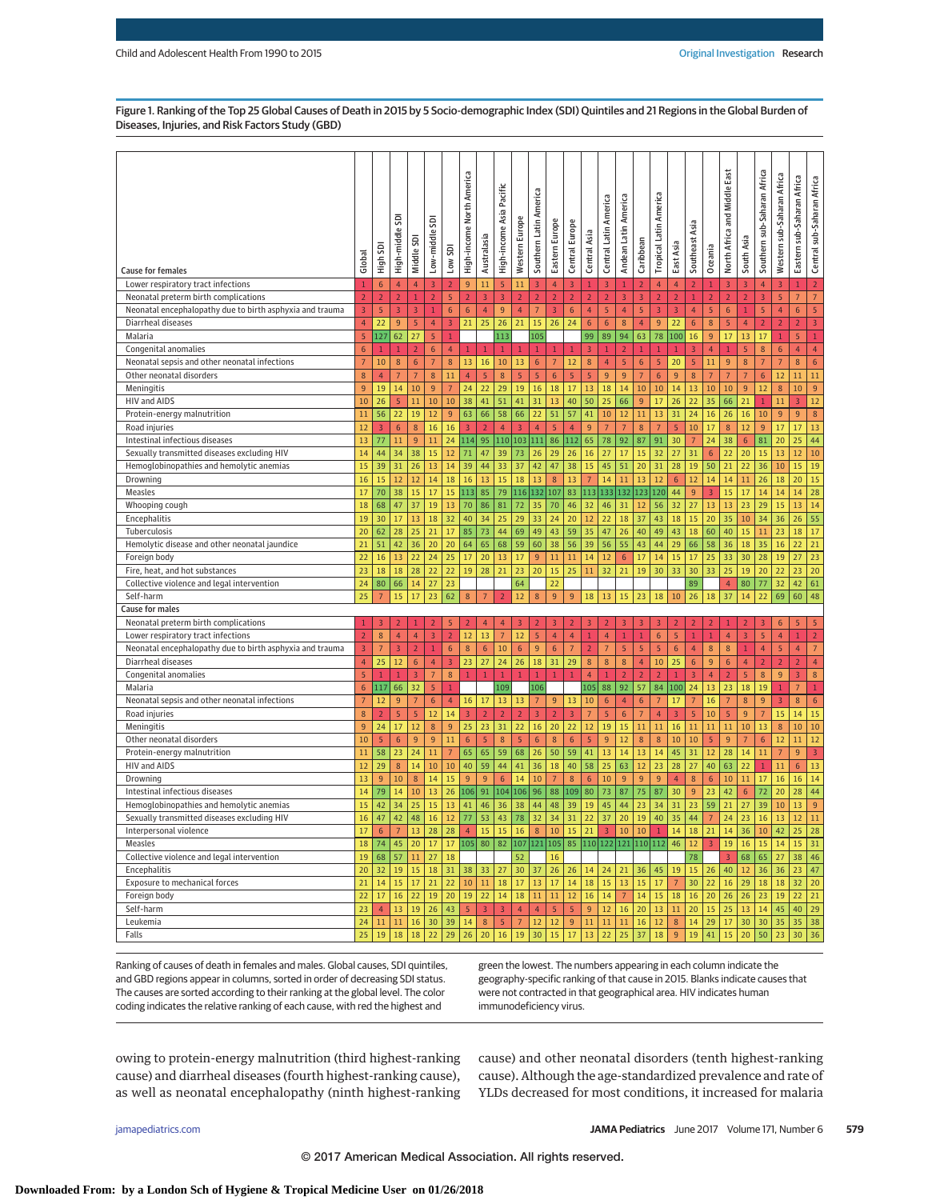Figure 1. Ranking of the Top 25 Global Causes of Death in 2015 by 5 Socio-demographic Index (SDI) Quintiles and 21 Regions in the Global Burden of Diseases, Injuries, and Risk Factors Study (GBD)

| Cause for females | Global | High SDI | High-middle SDI | Middle SDI | Low-middle SDI | Low SDI | High-income North America | Australasia | High-income Asia Pacific | Western Europe | Southern Latin America | Eastern Europe | Central Europe | Central Asia | Central Latin America | Andean Latin America | Caribbean | Tropical Latin America | East Asia | Southeast Asia | Oceania | North Africa and Middle East | South Asia | Southern sub-Saharan Africa | Western sub-Saharan Africa | Eastern sub-Saharan Africa | Central sub-Saharan Africa |
|---|---|---|---|---|---|---|---|---|---|---|---|---|---|---|---|---|---|---|---|---|---|---|---|---|---|---|---|
| Lower respiratory tract infections | 1 | 6 | 4 | 4 | 3 | 2 | 9 | 11 | 5 | 11 | 3 | 4 | 3 | 1 | 3 | 1 | 2 | 4 | 4 | 2 | 1 | 3 | 3 | 4 | 3 | 1 | 2 |
| Neonatal preterm birth complications | 2 | 2 | 2 | 1 | 2 | 5 | 2 | 3 | 3 | 2 | 2 | 2 | 2 | 2 | 2 | 3 | 3 | 2 | 2 | 1 | 2 | 2 | 2 | 3 | 5 | 7 | 7 |
| Neonatal encephalopathy due to birth asphyxia and trauma | 3 | 5 | 3 | 3 | 1 | 6 | 6 | 4 | 9 | 4 | 7 | 3 | 6 | 4 | 5 | 4 | 5 | 3 | 3 | 4 | 5 | 6 | 1 | 5 | 4 | 6 | 5 |
| Diarrheal diseases | 4 | 22 | 9 | 5 | 4 | 3 | 21 | 25 | 26 | 21 | 15 | 26 | 24 | 6 | 6 | 8 | 4 | 9 | 22 | 6 | 8 | 5 | 4 | 2 | 2 | 2 | 3 |
| Malaria | 5 | 127 | 62 | 27 | 5 | 1 | | | 113 | | 105 | | | 99 | 89 | 94 | 63 | 78 | 100 | 16 | 9 | 17 | 13 | 17 | 1 | 5 | 1 |
| Congenital anomalies | 6 | 1 | 1 | 2 | 6 | 4 | 1 | 1 | 1 | 1 | 1 | 1 | 1 | 3 | 1 | 2 | 1 | 1 | 1 | 3 | 4 | 1 | 5 | 8 | 6 | 4 | 4 |
| Neonatal sepsis and other neonatal infections | 7 | 10 | 8 | 6 | 7 | 8 | 13 | 16 | 10 | 13 | 6 | 7 | 12 | 8 | 4 | 5 | 6 | 5 | 20 | 5 | 11 | 9 | 8 | 7 | 7 | 8 | 6 |
| Other neonatal disorders | 8 | 4 | 7 | 7 | 8 | 11 | 4 | 5 | 8 | 5 | 5 | 6 | 5 | 5 | 9 | 9 | 7 | 6 | 9 | 8 | 7 | 7 | 7 | 6 | 12 | 11 | 11 |
| Meningitis | 9 | 19 | 14 | 10 | 9 | 7 | 24 | 22 | 29 | 19 | 16 | 18 | 17 | 13 | 18 | 14 | 10 | 10 | 14 | 13 | 10 | 10 | 9 | 12 | 8 | 10 | 9 |
| HIV and AIDS | 10 | 26 | 5 | 11 | 10 | 10 | 38 | 41 | 51 | 41 | 31 | 13 | 40 | 50 | 25 | 66 | 9 | 17 | 26 | 22 | 35 | 66 | 21 | 1 | 11 | 3 | 12 |
| Protein-energy malnutrition | 11 | 56 | 22 | 19 | 12 | 9 | 63 | 66 | 58 | 66 | 22 | 51 | 57 | 41 | 10 | 12 | 11 | 13 | 31 | 24 | 16 | 26 | 16 | 10 | 9 | 9 | 8 |
| Road injuries | 12 | 3 | 6 | 8 | 16 | 16 | 3 | 2 | 4 | 3 | 4 | 5 | 4 | 9 | 7 | 7 | 8 | 7 | 5 | 10 | 17 | 8 | 12 | 9 | 17 | 17 | 13 |
| Intestinal infectious diseases | 13 | 77 | 11 | 9 | 11 | 24 | 114 | 95 | 110 | 103 | 111 | 86 | 112 | 65 | 78 | 92 | 87 | 91 | 30 | 7 | 24 | 38 | 6 | 81 | 20 | 25 | 44 |
| Sexually transmitted diseases excluding HIV | 14 | 44 | 34 | 38 | 15 | 12 | 71 | 47 | 39 | 73 | 26 | 29 | 26 | 16 | 27 | 17 | 15 | 32 | 27 | 31 | 6 | 22 | 20 | 15 | 13 | 12 | 10 |
| Hemoglobinopathies and hemolytic anemias | 15 | 39 | 31 | 26 | 13 | 14 | 39 | 44 | 33 | 37 | 42 | 47 | 38 | 15 | 45 | 51 | 20 | 31 | 28 | 19 | 50 | 21 | 22 | 36 | 10 | 15 | 19 |
| Drowning | 16 | 15 | 12 | 12 | 14 | 18 | 16 | 13 | 15 | 18 | 13 | 8 | 13 | 7 | 14 | 11 | 13 | 12 | 6 | 12 | 14 | 14 | 11 | 26 | 18 | 20 | 15 |
| Measles | 17 | 70 | 38 | 15 | 17 | 15 | 113 | 85 | 79 | 116 | 132 | 107 | 83 | 113 | 133 | 132 | 123 | 120 | 44 | 9 | 3 | 15 | 17 | 14 | 14 | 14 | 28 |
| Whooping cough | 18 | 68 | 47 | 37 | 19 | 13 | 70 | 86 | 81 | 72 | 35 | 70 | 46 | 32 | 46 | 31 | 12 | 56 | 32 | 27 | 13 | 13 | 23 | 29 | 15 | 13 | 14 |
| Encephalitis | 19 | 30 | 17 | 13 | 18 | 32 | 40 | 34 | 25 | 29 | 33 | 24 | 20 | 12 | 22 | 18 | 37 | 43 | 18 | 15 | 20 | 35 | 10 | 34 | 36 | 26 | 55 |
| Tuberculosis | 20 | 62 | 28 | 25 | 21 | 17 | 85 | 73 | 44 | 69 | 49 | 43 | 59 | 35 | 47 | 26 | 40 | 49 | 43 | 18 | 60 | 40 | 15 | 11 | 23 | 18 | 17 |
| Hemolytic disease and other neonatal jaundice | 21 | 51 | 42 | 36 | 20 | 20 | 64 | 65 | 68 | 59 | 60 | 38 | 56 | 39 | 56 | 55 | 43 | 44 | 29 | 66 | 58 | 36 | 18 | 35 | 16 | 22 | 21 |
| Foreign body | 22 | 16 | 13 | 22 | 24 | 25 | 17 | 20 | 13 | 17 | 9 | 11 | 11 | 14 | 12 | 6 | 17 | 14 | 15 | 17 | 25 | 33 | 30 | 28 | 19 | 27 | 23 |
| Fire, heat, and hot substances | 23 | 18 | 18 | 28 | 22 | 22 | 19 | 28 | 21 | 23 | 20 | 15 | 25 | 11 | 32 | 21 | 19 | 30 | 33 | 30 | 33 | 25 | 19 | 20 | 22 | 23 | 20 |
| Collective violence and legal intervention | 24 | 80 | 66 | 14 | 27 | 23 | | | | 64 | | 22 | | | | | | | | 89 | | 4 | 80 | 77 | 32 | 42 | 61 |
| Self-harm | 25 | 7 | 15 | 17 | 23 | 62 | 8 | 7 | 2 | 12 | 8 | 9 | 9 | 18 | 13 | 15 | 23 | 18 | 10 | 26 | 18 | 37 | 14 | 22 | 69 | 60 | 48 |
| **Cause for males** | | | | | | | | | | | | | | | | | | | | | | | | | | | |
| Neonatal preterm birth complications | 1 | 3 | 2 | 1 | 2 | 5 | 2 | 4 | 4 | 3 | 2 | 3 | 2 | 3 | 2 | 3 | 3 | 3 | 2 | 2 | 2 | 1 | 2 | 3 | 6 | 5 | 5 |
| Lower respiratory tract infections | 2 | 8 | 4 | 4 | 3 | 2 | 12 | 13 | 7 | 12 | 5 | 4 | 4 | 1 | 4 | 1 | 1 | 6 | 5 | 1 | 1 | 4 | 3 | 5 | 4 | 1 | 2 |
| Neonatal encephalopathy due to birth asphyxia and trauma | 3 | 7 | 3 | 2 | 1 | 6 | 8 | 6 | 10 | 6 | 9 | 6 | 7 | 2 | 7 | 5 | 5 | 5 | 6 | 4 | 8 | 8 | 1 | 4 | 5 | 4 | 7 |
| Diarrheal diseases | 4 | 25 | 12 | 6 | 4 | 3 | 23 | 27 | 24 | 26 | 18 | 31 | 29 | 8 | 8 | 8 | 4 | 10 | 25 | 6 | 9 | 6 | 4 | 2 | 2 | 2 | 4 |
| Congenital anomalies | 5 | 1 | 1 | 3 | 7 | 8 | 1 | 1 | 1 | 1 | 1 | 1 | 1 | 4 | 1 | 2 | 2 | 2 | 1 | 3 | 4 | 2 | 5 | 8 | 9 | 3 | 8 |
| Malaria | 6 | 117 | 66 | 32 | 5 | 1 | | | 109 | | 106 | | | 105 | 88 | 92 | 57 | 84 | 100 | 24 | 13 | 23 | 18 | 19 | 1 | 7 | 1 |
| Neonatal sepsis and other neonatal infections | 7 | 12 | 9 | 7 | 6 | 4 | 16 | 17 | 13 | 13 | 7 | 9 | 13 | 10 | 6 | 4 | 6 | 7 | 17 | 7 | 16 | 7 | 8 | 9 | 3 | 8 | 6 |
| Road injuries | 8 | 2 | 5 | 5 | 12 | 14 | 3 | 2 | 2 | 2 | 3 | 2 | 3 | 7 | 5 | 6 | 7 | 4 | 3 | 5 | 10 | 5 | 9 | 7 | 15 | 14 | 15 |
| Meningitis | 9 | 24 | 17 | 12 | 8 | 9 | 25 | 23 | 31 | 22 | 16 | 20 | 22 | 12 | 19 | 15 | 11 | 11 | 16 | 11 | 11 | 11 | 10 | 13 | 8 | 10 | 10 |
| Other neonatal disorders | 10 | 5 | 6 | 9 | 9 | 11 | 6 | 5 | 8 | 5 | 6 | 8 | 6 | 5 | 9 | 12 | 8 | 8 | 10 | 10 | 5 | 9 | 7 | 6 | 12 | 11 | 12 |
| Protein-energy malnutrition | 11 | 58 | 23 | 24 | 11 | 7 | 65 | 65 | 59 | 68 | 26 | 50 | 59 | 41 | 13 | 14 | 13 | 14 | 45 | 31 | 12 | 28 | 14 | 11 | 7 | 9 | 3 |
| HIV and AIDS | 12 | 29 | 8 | 14 | 10 | 10 | 40 | 59 | 44 | 41 | 36 | 18 | 40 | 58 | 25 | 63 | 12 | 23 | 28 | 27 | 40 | 63 | 22 | 1 | 11 | 6 | 13 |
| Drowning | 13 | 9 | 10 | 8 | 14 | 15 | 9 | 9 | 6 | 14 | 10 | 7 | 8 | 6 | 10 | 9 | 9 | 9 | 4 | 8 | 6 | 10 | 11 | 17 | 16 | 16 | 14 |
| Intestinal infectious diseases | 14 | 79 | 14 | 10 | 13 | 26 | 106 | 91 | 104 | 106 | 96 | 88 | 109 | 80 | 73 | 87 | 75 | 87 | 30 | 9 | 23 | 42 | 6 | 72 | 20 | 28 | 44 |
| Hemoglobinopathies and hemolytic anemias | 15 | 42 | 34 | 25 | 15 | 13 | 41 | 46 | 36 | 38 | 44 | 48 | 39 | 19 | 45 | 44 | 23 | 34 | 31 | 23 | 59 | 21 | 27 | 39 | 10 | 13 | 9 |
| Sexually transmitted diseases excluding HIV | 16 | 47 | 42 | 48 | 16 | 12 | 77 | 53 | 43 | 78 | 32 | 34 | 31 | 22 | 37 | 20 | 19 | 40 | 35 | 44 | 7 | 24 | 23 | 16 | 13 | 12 | 11 |
| Interpersonal violence | 17 | 6 | 7 | 13 | 28 | 28 | 4 | 15 | 15 | 16 | 8 | 10 | 15 | 21 | 3 | 10 | 10 | 1 | 14 | 18 | 21 | 14 | 36 | 10 | 42 | 25 | 28 |
| Measles | 18 | 74 | 45 | 20 | 17 | 17 | 105 | 80 | 82 | 107 | 121 | 105 | 85 | 110 | 122 | 121 | 110 | 112 | 46 | 12 | 3 | 19 | 16 | 15 | 14 | 15 | 31 |
| Collective violence and legal intervention | 19 | 68 | 57 | 11 | 27 | 18 | | | | 52 | | 16 | | | | | | | | 78 | | 3 | 68 | 65 | 27 | 38 | 46 |
| Encephalitis | 20 | 32 | 19 | 15 | 18 | 31 | 38 | 33 | 27 | 30 | 37 | 26 | 26 | 14 | 24 | 21 | 36 | 45 | 19 | 15 | 26 | 40 | 12 | 36 | 36 | 23 | 47 |
| Exposure to mechanical forces | 21 | 14 | 15 | 17 | 21 | 22 | 10 | 11 | 18 | 17 | 13 | 17 | 14 | 18 | 15 | 13 | 15 | 17 | 7 | 30 | 22 | 16 | 29 | 18 | 18 | 32 | 20 |
| Foreign body | 22 | 17 | 16 | 22 | 19 | 20 | 19 | 22 | 14 | 18 | 11 | 11 | 12 | 16 | 14 | 7 | 14 | 15 | 18 | 16 | 20 | 26 | 26 | 23 | 19 | 22 | 21 |
| Self-harm | 23 | 4 | 13 | 19 | 26 | 43 | 5 | 3 | 3 | 4 | 4 | 5 | 5 | 9 | 12 | 16 | 20 | 13 | 11 | 20 | 15 | 25 | 13 | 14 | 45 | 40 | 29 |
| Leukemia | 24 | 11 | 11 | 16 | 30 | 39 | 14 | 8 | 5 | 7 | 12 | 12 | 9 | 11 | 11 | 11 | 16 | 12 | 8 | 14 | 29 | 17 | 30 | 30 | 35 | 35 | 38 |
| Falls | 25 | 19 | 18 | 18 | 22 | 29 | 26 | 20 | 16 | 19 | 30 | 15 | 17 | 13 | 22 | 25 | 37 | 18 | 9 | 19 | 41 | 15 | 20 | 50 | 23 | 30 | 36 |

Ranking of causes of death in females and males. Global causes, SDI quintiles, and GBD regions appear in columns, sorted in order of decreasing SDI status. The causes are sorted according to their ranking at the global level. The color coding indicates the relative ranking of each cause, with red the highest and green the lowest. The numbers appearing in each column indicate the geography-specific ranking of that cause in 2015. Blanks indicate causes that were not contracted in that geographical area. HIV indicates human immunodeficiency virus.

owing to protein-energy malnutrition (third highest-ranking cause) and diarrheal diseases (fourth highest-ranking cause), as well as neonatal encephalopathy (ninth highest-ranking cause) and other neonatal disorders (tenth highest-ranking cause). Although the age-standardized prevalence and rate of YLDs decreased for most conditions, it increased for malaria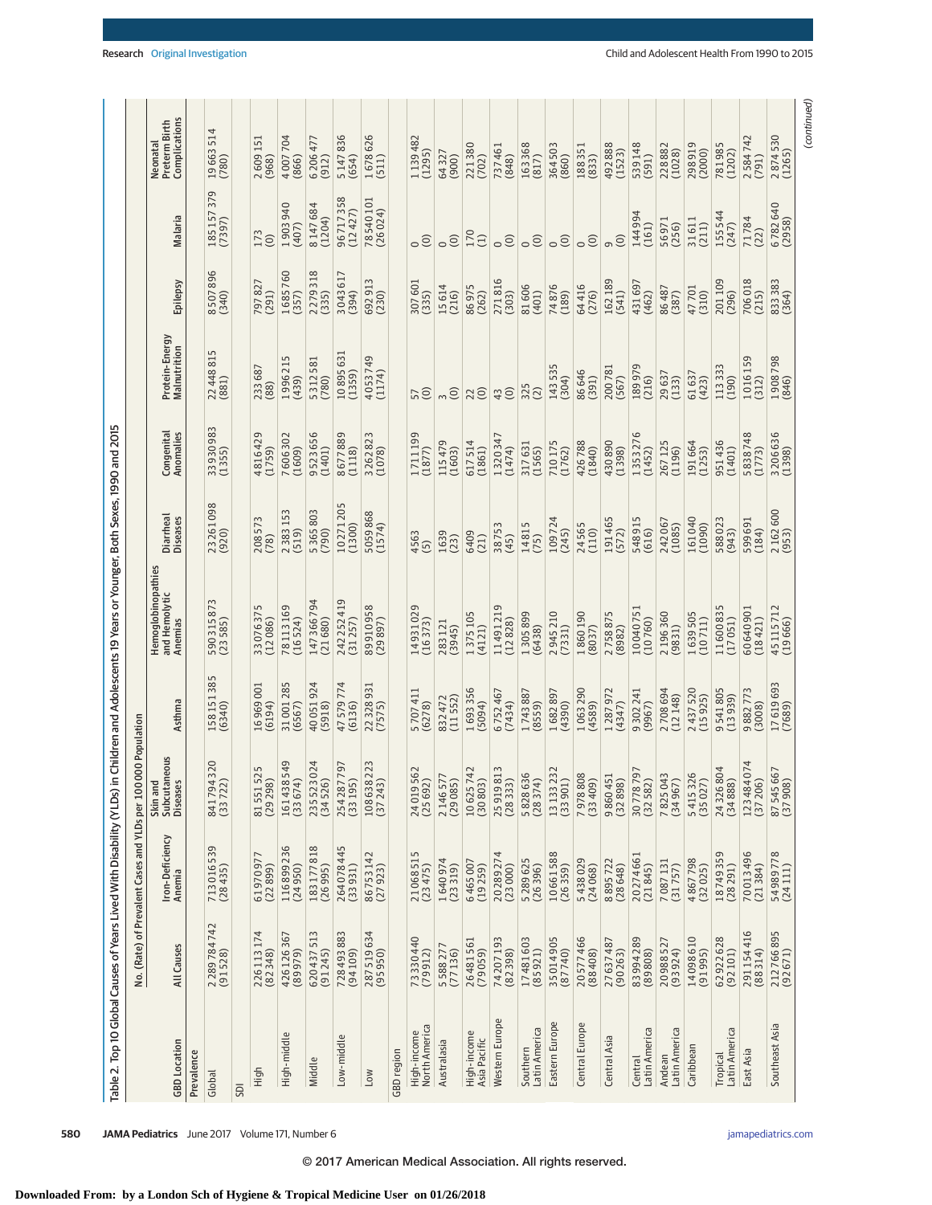Table 2. Top 10 Global Causes of Years Lived With Disability (YLDs) in Children and Adolescents 19 Years or Younger, Both Sexes, 1990 and 2015

| GBD Location | No. (Rate) of Prevalent Cases and YLDs per 100 000 Population | | | | | | | | | | |
|---|---|---|---|---|---|---|---|---|---|---|---|
| | All Causes | Iron-Deficiency Anemia | Skin and Subcutaneous Diseases | Asthma | Hemoglobinopathies and Hemolytic Anemias | Diarrheal Diseases | Congenital Anomalies | Protein-Energy Malnutrition | Epilepsy | Malaria | Neonatal Preterm Birth Complications |
| **Prevalence** | | | | | | | | | | | |
| Global | 2 289 784 742 (91 528) | 713 016 539 (28 435) | 841 794 320 (33 722) | 158 151 385 (6340) | 590 315 873 (23 585) | 23 261 098 (920) | 33 930 983 (1355) | 22 448 815 (881) | 8 507 896 (340) | 185 157 379 (7397) | 19 663 514 (780) |
| **SDI** | | | | | | | | | | | |
| High | 226 113 174 (82 348) | 61 970 977 (22 899) | 81 551 525 (29 298) | 16 969 001 (6194) | 33 076 375 (12 086) | 208 573 (78) | 4 816 429 (1759) | 233 687 (88) | 797 827 (291) | 173 (0) | 2 609 151 (968) |
| High-middle | 426 126 367 (89 979) | 116 899 236 (24 950) | 161 438 549 (33 674) | 31 001 285 (6567) | 78 113 169 (16 524) | 2 383 153 (519) | 7 606 302 (1609) | 1 996 215 (439) | 1 685 760 (357) | 1 903 940 (407) | 4 007 704 (866) |
| Middle | 620 437 513 (91 245) | 183 177 818 (26 995) | 235 523 024 (34 526) | 40 051 924 (5918) | 147 366 794 (21 680) | 5 365 803 (790) | 9 523 656 (1401) | 5 312 581 (780) | 2 279 318 (335) | 8 147 684 (1204) | 6 206 477 (912) |
| Low-middle | 728 493 883 (94 109) | 264 078 445 (33 931) | 254 287 797 (33 195) | 47 579 774 (6136) | 242 252 419 (31 257) | 10 271 205 (1300) | 8 677 889 (1118) | 10 895 631 (1359) | 3 043 617 (394) | 96 717 358 (12 427) | 5 147 836 (654) |
| Low | 287 519 634 (95 950) | 86 753 142 (27 923) | 108 638 223 (37 243) | 22 328 931 (7575) | 89 910 958 (29 897) | 5 059 868 (1574) | 3 262 823 (1078) | 4 053 749 (1174) | 692 913 (230) | 78 540 101 (26 024) | 1 678 626 (511) |
| **GBD region** | | | | | | | | | | | |
| High-income North America | 73 330 440 (79 912) | 21 068 515 (23 475) | 24 019 562 (25 692) | 5 707 411 (6278) | 14 931 029 (16 373) | 4563 (5) | 1 711 199 (1877) | 57 (0) | 307 601 (335) | 0 (0) | 1 139 482 (1295) |
| Australasia | 5 588 277 (77 136) | 1 640 974 (23 319) | 2 146 577 (29 085) | 832 472 (11 552) | 283 121 (3945) | 1639 (23) | 115 479 (1603) | 3 (0) | 15 614 (216) | 0 (0) | 64 327 (900) |
| High-income Asia Pacific | 26 481 561 (79 059) | 6 465 007 (19 259) | 10 625 742 (30 803) | 1 693 356 (5094) | 1 375 105 (4121) | 6409 (21) | 617 514 (1861) | 22 (0) | 86 975 (262) | 170 (1) | 221 380 (702) |
| Western Europe | 74 207 193 (82 398) | 20 289 274 (23 000) | 25 919 813 (28 333) | 6 752 467 (7434) | 11 491 219 (12 828) | 38 753 (45) | 1 320 347 (1474) | 43 (0) | 271 816 (303) | 0 (0) | 737 461 (848) |
| Southern Latin America | 17 481 603 (85 921) | 5 289 625 (26 396) | 5 828 636 (28 374) | 1 743 887 (8559) | 1 305 899 (6438) | 14 815 (75) | 317 631 (1565) | 325 (2) | 81 606 (401) | 0 (0) | 163 368 (817) |
| Eastern Europe | 35 014 905 (87 740) | 10 661 588 (26 359) | 13 133 232 (33 901) | 1 682 897 (4390) | 2 945 210 (7331) | 109 724 (245) | 710 175 (1762) | 143 535 (304) | 74 876 (189) | 0 (0) | 364 503 (860) |
| Central Europe | 20 577 466 (88 408) | 5 438 029 (24 068) | 7 978 808 (33 409) | 1 063 290 (4589) | 1 860 190 (8037) | 24 565 (110) | 426 788 (1840) | 86 646 (391) | 64 416 (276) | 0 (0) | 188 351 (833) |
| Central Asia | 27 637 487 (90 263) | 8 895 722 (28 648) | 9 860 451 (32 898) | 1 287 972 (4347) | 2 758 875 (8982) | 191 465 (572) | 430 890 (1398) | 200 781 (567) | 162 189 (541) | 9 (0) | 492 888 (1523) |
| Central Latin America | 83 994 289 (89 808) | 20 274 661 (21 845) | 30 778 797 (32 582) | 9 302 241 (9967) | 10 040 751 (10 760) | 548 915 (616) | 1 353 276 (1452) | 189 979 (216) | 431 697 (462) | 144 994 (161) | 539 148 (591) |
| Andean Latin America | 20 988 527 (93 924) | 7 087 131 (31 757) | 7 825 043 (34 967) | 2 708 694 (12 148) | 2 196 360 (9831) | 242 067 (1085) | 267 125 (1196) | 29 637 (133) | 86 487 (387) | 56 971 (256) | 228 882 (1028) |
| Caribbean | 14 098 610 (91 995) | 4 867 798 (32 025) | 5 415 326 (35 027) | 2 437 520 (15 925) | 1 639 505 (10 711) | 161 040 (1090) | 191 664 (1253) | 61 637 (423) | 47 701 (310) | 31 611 (211) | 298 919 (2000) |
| Tropical Latin America | 62 922 628 (92 101) | 18 749 359 (28 291) | 24 326 804 (34 888) | 9 541 805 (13 939) | 11 600 835 (17 051) | 588 023 (943) | 951 436 (1401) | 113 333 (190) | 201 109 (296) | 155 544 (247) | 781 985 (1202) |
| East Asia | 291 154 416 (88 314) | 70 013 496 (21 384) | 123 484 074 (37 206) | 9 882 773 (3008) | 60 640 901 (18 421) | 599 691 (184) | 5 838 748 (1773) | 1 016 159 (312) | 706 018 (215) | 71 784 (22) | 2 584 742 (791) |
| Southeast Asia | 212 766 895 (92 671) | 54 989 778 (24 111) | 87 545 667 (37 908) | 17 619 693 (7689) | 45 115 712 (19 666) | 2 162 600 (953) | 3 206 636 (1398) | 1 908 798 (846) | 833 383 (364) | 6 782 640 (2958) | 2 874 530 (1265) |

(continued)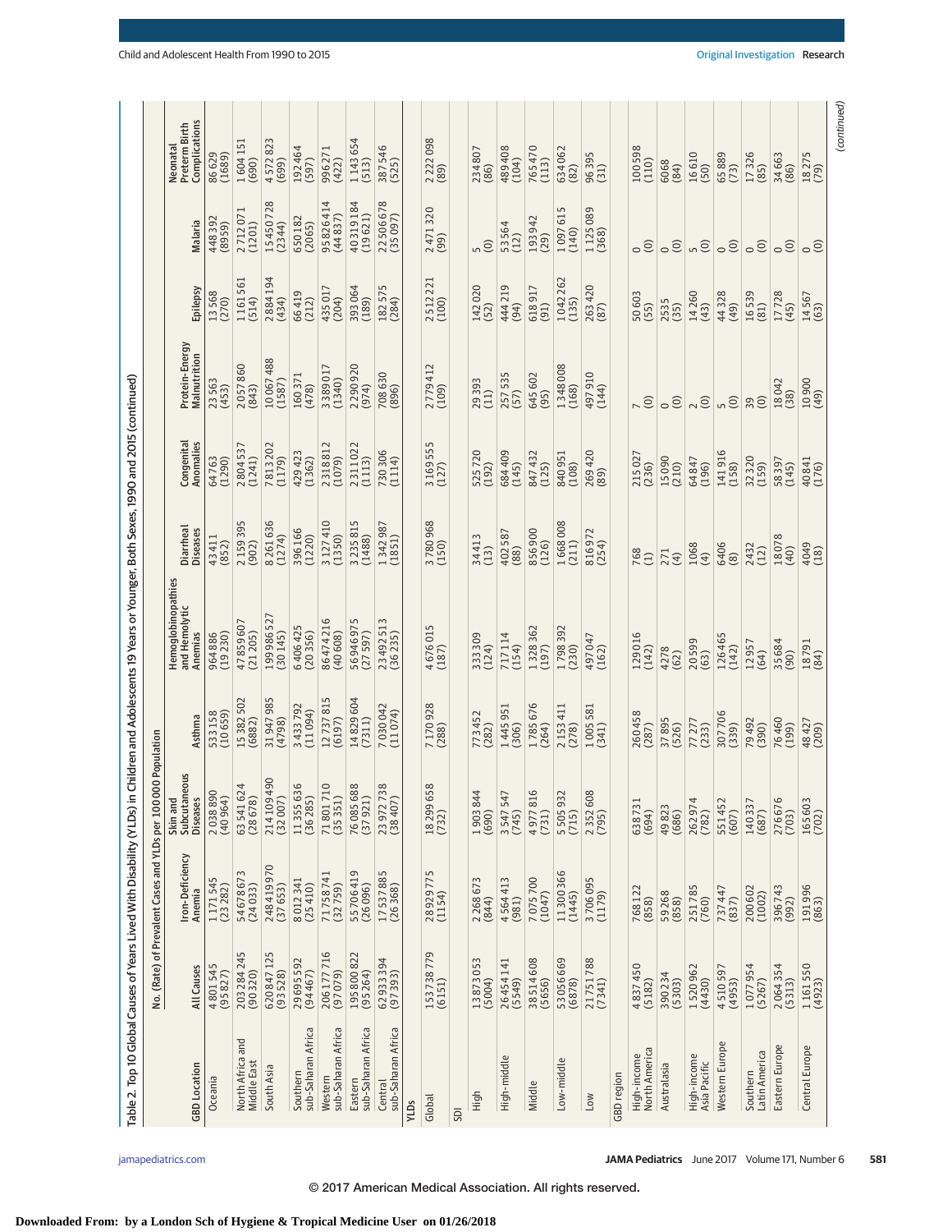Table 2. Top 10 Global Causes of Years Lived With Disability (YLDs) in Children and Adolescents 19 Years or Younger, Both Sexes, 1990 and 2015 (continued)

| GBD Location | No. (Rate) of Prevalent Cases and YLDs per 100 000 Population | | | | | | | | | | |
|---|---|---|---|---|---|---|---|---|---|---|---|
| | All Causes | Iron-Deficiency Anemia | Skin and Subcutaneous Diseases | Asthma | Hemoglobinopathies and Hemolytic Anemias | Diarrheal Diseases | Congenital Anomalies | Protein-Energy Malnutrition | Epilepsy | Malaria | Neonatal Preterm Birth Complications |
| Oceania | 4 801 545 (95 827) | 1 171 545 (23 282) | 2 038 890 (40 964) | 533 158 (10 659) | 964 886 (19 230) | 43 411 (852) | 64 763 (1290) | 23 563 (453) | 13 568 (270) | 448 392 (8959) | 86 629 (1689) |
| North Africa and Middle East | 203 284 245 (90 320) | 54 678 673 (24 033) | 63 541 624 (28 678) | 15 382 502 (6882) | 47 859 607 (21 205) | 2 159 395 (902) | 2 804 537 (1241) | 2 057 860 (843) | 1 161 561 (514) | 2 712 071 (1201) | 1 604 151 (690) |
| South Asia | 620 847 125 (93 528) | 248 419 970 (37 653) | 214 109 490 (32 007) | 31 947 985 (4798) | 199 986 527 (30 145) | 8 261 636 (1274) | 7 813 202 (1179) | 10 067 488 (1587) | 2 884 194 (434) | 15 450 728 (2344) | 4 572 823 (699) |
| Southern sub-Saharan Africa | 29 695 592 (94 467) | 8 012 341 (25 410) | 11 355 636 (36 285) | 3 433 792 (11 094) | 6 406 425 (20 356) | 396 166 (1220) | 429 423 (1362) | 160 371 (478) | 66 419 (212) | 650 182 (2065) | 192 464 (597) |
| Western sub-Saharan Africa | 206 177 716 (97 079) | 71 758 741 (32 759) | 71 801 710 (35 351) | 12 737 815 (6197) | 86 474 216 (40 608) | 3 127 410 (1350) | 2 318 812 (1079) | 3 389 017 (1340) | 435 017 (204) | 95 826 414 (44 837) | 996 271 (422) |
| Eastern sub-Saharan Africa | 195 800 822 (95 264) | 55 706 419 (26 096) | 76 085 688 (37 921) | 14 829 604 (7311) | 56 946 975 (27 597) | 3 235 815 (1488) | 2 311 022 (1113) | 2 290 920 (974) | 393 064 (189) | 40 319 184 (19 621) | 1 143 654 (513) |
| Central sub-Saharan Africa | 62 933 394 (97 393) | 17 537 885 (26 368) | 23 972 738 (38 407) | 7 030 042 (11 074) | 23 492 513 (36 235) | 1 342 987 (1851) | 730 306 (1114) | 708 630 (896) | 182 575 (284) | 22 506 678 (35 097) | 387 546 (525) |
| **YLDs** | | | | | | | | | | | |
| Global | 153 738 779 (6151) | 28 929 775 (1154) | 18 299 658 (732) | 7 170 928 (288) | 4 676 015 (187) | 3 780 968 (150) | 3 169 555 (127) | 2 779 412 (109) | 2 512 221 (100) | 2 471 320 (99) | 2 222 098 (89) |
| **SDI** | | | | | | | | | | | |
| High | 13 873 053 (5004) | 2 268 673 (844) | 1 903 844 (690) | 773 452 (282) | 333 309 (124) | 34 413 (13) | 525 720 (192) | 29 393 (11) | 142 020 (52) | 5 (0) | 234 807 (86) |
| High-middle | 26 454 141 (5549) | 4 564 413 (981) | 3 547 547 (745) | 1 445 951 (306) | 717 114 (154) | 402 587 (88) | 684 409 (145) | 257 535 (57) | 444 219 (94) | 53 564 (12) | 489 408 (104) |
| Middle | 38 514 608 (5656) | 7 075 700 (1047) | 4 977 816 (731) | 1 785 676 (264) | 1 328 362 (197) | 856 900 (126) | 847 432 (125) | 645 602 (95) | 618 917 (91) | 193 942 (29) | 765 470 (113) |
| Low-middle | 53 056 669 (6878) | 11 300 366 (1445) | 5 505 932 (715) | 2 153 411 (278) | 1 798 392 (230) | 1 668 008 (211) | 840 951 (108) | 1 348 008 (168) | 1 042 262 (135) | 1 097 615 (140) | 634 062 (82) |
| Low | 21 751 788 (7341) | 3 706 095 (1179) | 2 352 608 (795) | 1 005 581 (341) | 497 047 (162) | 816 972 (254) | 269 420 (89) | 497 910 (144) | 263 420 (87) | 1 125 089 (368) | 96 395 (31) |
| **GBD region** | | | | | | | | | | | |
| High-income North America | 4 837 450 (5182) | 768 122 (858) | 638 731 (694) | 260 458 (287) | 129 016 (142) | 768 (1) | 215 027 (236) | 7 (0) | 50 603 (55) | 0 (0) | 100 598 (110) |
| Australasia | 390 234 (5303) | 59 268 (858) | 49 823 (686) | 37 895 (526) | 4278 (62) | 271 (4) | 15 090 (210) | 0 (0) | 2535 (35) | 0 (0) | 6068 (84) |
| High-income Asia Pacific | 1 520 962 (4430) | 251 785 (760) | 262 974 (782) | 77 277 (233) | 20 599 (63) | 1068 (4) | 64 847 (196) | 2 (0) | 14 260 (43) | 5 (0) | 16 610 (50) |
| Western Europe | 4 510 597 (4953) | 737 447 (837) | 551 452 (607) | 307 706 (339) | 126 465 (142) | 6406 (8) | 141 916 (158) | 5 (0) | 44 328 (49) | 0 (0) | 65 889 (73) |
| Southern Latin America | 1 077 954 (5267) | 200 602 (1002) | 140 337 (687) | 79 492 (390) | 12 957 (64) | 2432 (12) | 32 320 (159) | 39 (0) | 16 539 (81) | 0 (0) | 17 326 (85) |
| Eastern Europe | 2 064 354 (5313) | 396 743 (992) | 276 676 (703) | 76 460 (199) | 35 684 (90) | 18 078 (40) | 58 397 (145) | 18 042 (38) | 17 728 (45) | 0 (0) | 34 663 (86) |
| Central Europe | 1 161 550 (4923) | 191 996 (863) | 165 603 (702) | 48 427 (209) | 18 791 (84) | 4049 (18) | 40 841 (176) | 10 900 (49) | 14 567 (63) | 0 (0) | 18 275 (79) |

(continued)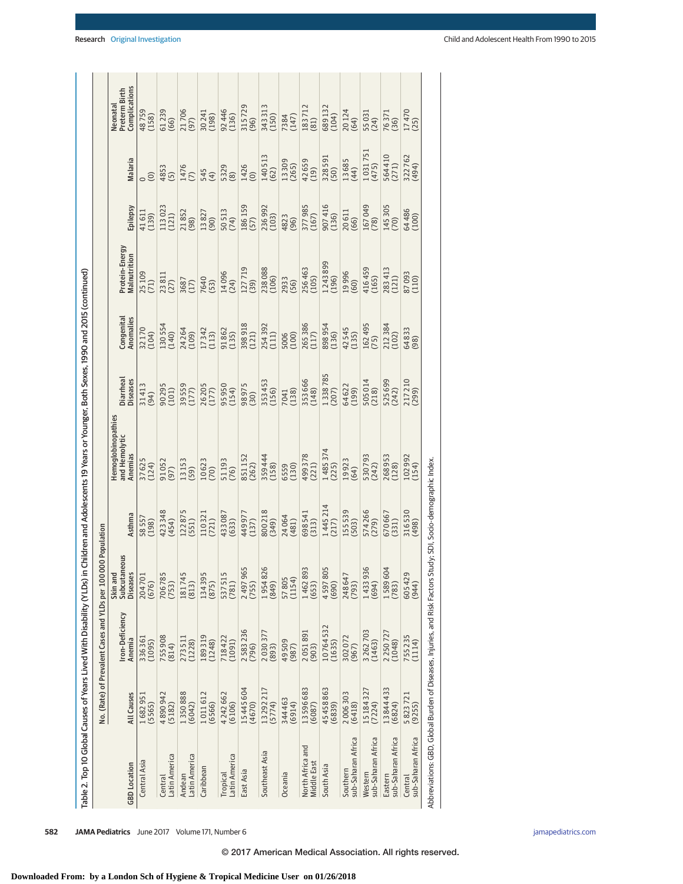Table 2. Top 10 Global Causes of Years Lived With Disability (YLDs) in Children and Adolescents 19 Years or Younger, Both Sexes, 1990 and 2015 (continued)

| GBD Location | No. (Rate) of Prevalent Cases and YLDs per 100 000 Population | | | | | | | | | | |
|---|---|---|---|---|---|---|---|---|---|---|---|
| | All Causes | Iron-Deficiency Anemia | Skin and Subcutaneous Diseases | Asthma | Hemoglobinopathies and Hemolytic Anemias | Diarrheal Diseases | Congenital Anomalies | Protein-Energy Malnutrition | Epilepsy | Malaria | Neonatal Preterm Birth Complications |
| Central Asia | 1 682 951 (5565) | 336 361 (1095) | 204 701 (676) | 58 557 (198) | 37 625 (124) | 31 413 (94) | 32 170 (104) | 25 109 (71) | 41 611 (139) | 0 (0) | 48 759 (158) |
| Central Latin America | 4 890 942 (5182) | 755 908 (814) | 706 785 (753) | 423 348 (454) | 91 052 (97) | 90 295 (101) | 130 554 (140) | 23 811 (27) | 113 023 (121) | 4853 (5) | 61 239 (66) |
| Andean Latin America | 1 350 888 (6042) | 273 511 (1228) | 181 745 (813) | 122 875 (551) | 13 153 (59) | 39 559 (177) | 24 264 (109) | 3687 (17) | 21 852 (98) | 1476 (7) | 21 706 (97) |
| Caribbean | 1 011 612 (6566) | 189 319 (1248) | 134 395 (875) | 110 321 (721) | 10 623 (70) | 26 205 (177) | 17 342 (113) | 7640 (53) | 13 827 (90) | 545 (4) | 30 241 (198) |
| Tropical Latin America | 4 242 662 (6106) | 718 422 (1091) | 537 515 (781) | 433 087 (633) | 51 193 (76) | 95 950 (154) | 91 862 (135) | 14 096 (24) | 50 513 (74) | 5329 (8) | 92 446 (136) |
| East Asia | 15 445 604 (4670) | 2 583 236 (796) | 2 497 965 (755) | 449 977 (137) | 851 152 (262) | 98 975 (30) | 398 918 (121) | 127 719 (39) | 186 159 (57) | 1426 (0) | 315 729 (96) |
| Southeast Asia | 13 292 217 (5774) | 2 030 377 (893) | 1 954 826 (849) | 800 218 (349) | 359 444 (158) | 353 453 (156) | 254 392 (111) | 238 088 (106) | 236 992 (103) | 140 513 (62) | 343 313 (150) |
| Oceania | 344 463 (6914) | 49 509 (987) | 57 805 (1154) | 24 064 (481) | 6559 (130) | 7041 (138) | 5006 (100) | 2933 (56) | 4823 (96) | 13 309 (265) | 7384 (147) |
| North Africa and Middle East | 13 596 683 (6087) | 2 051 891 (903) | 1 462 893 (653) | 698 541 (313) | 499 378 (221) | 353 666 (148) | 265 386 (117) | 256 463 (105) | 377 985 (167) | 42 659 (19) | 183 712 (81) |
| South Asia | 45 458 863 (6839) | 10 764 532 (1635) | 4 597 805 (690) | 1 445 214 (217) | 1 485 374 (225) | 1 338 785 (207) | 898 954 (136) | 1 243 899 (196) | 907 416 (136) | 328 591 (50) | 689 132 (104) |
| Southern sub-Saharan Africa | 2 006 303 (6418) | 302 072 (967) | 248 647 (793) | 155 539 (503) | 19 923 (64) | 64 622 (199) | 42 545 (135) | 19 996 (60) | 20 611 (66) | 13 685 (44) | 20 124 (64) |
| Western sub-Saharan Africa | 15 184 327 (7224) | 3 262 703 (1463) | 1 433 936 (694) | 574 266 (279) | 530 793 (242) | 505 014 (218) | 162 495 (75) | 416 459 (165) | 167 049 (78) | 1 031 751 (475) | 55 031 (24) |
| Eastern sub-Saharan Africa | 13 844 433 (6824) | 2 250 727 (1048) | 1 589 604 (783) | 670 667 (331) | 268 953 (128) | 525 699 (242) | 212 384 (102) | 283 413 (121) | 145 305 (70) | 564 410 (271) | 76 371 (36) |
| Central sub-Saharan Africa | 5 823 721 (9255) | 755 235 (1114) | 605 429 (944) | 316 530 (498) | 102 992 (154) | 217 210 (299) | 64 833 (98) | 87 093 (110) | 64 486 (100) | 322 762 (494) | 17 470 (25) |

Abbreviations: GBD, Global Burden of Diseases, Injuries, and Risk Factors Study; SDI, Socio-demographic Index.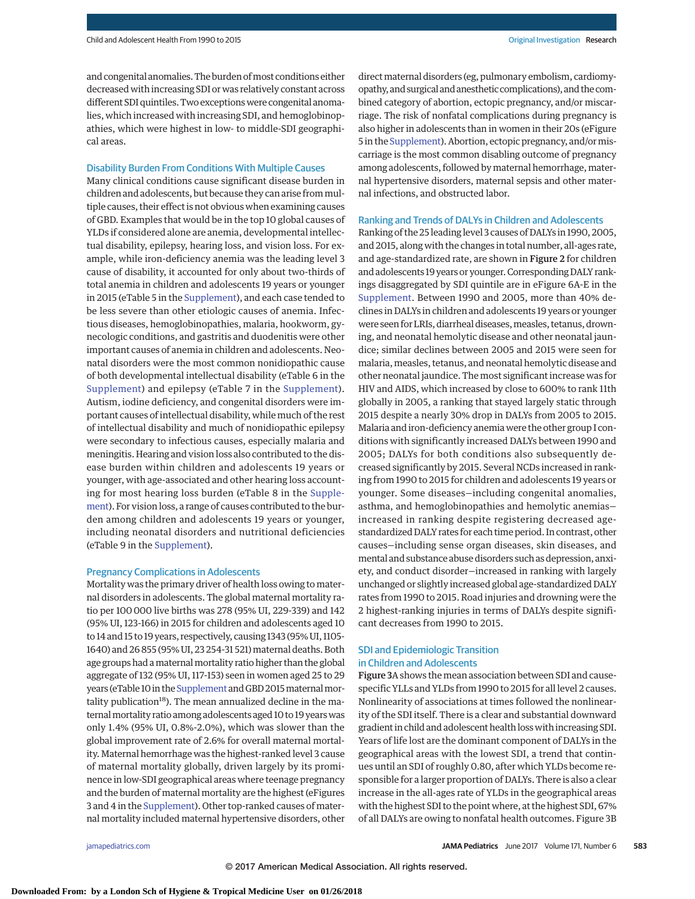and congenital anomalies. The burden of most conditions either decreased with increasing SDI or was relatively constant across different SDI quintiles. Two exceptions were congenital anomalies, which increased with increasing SDI, and hemoglobinopathies, which were highest in low- to middle-SDI geographical areas.

### Disability Burden From Conditions With Multiple Causes

Many clinical conditions cause significant disease burden in children and adolescents, but because they can arise from multiple causes, their effect is not obvious when examining causes of GBD. Examples that would be in the top 10 global causes of YLDs if considered alone are anemia, developmental intellectual disability, epilepsy, hearing loss, and vision loss. For example, while iron-deficiency anemia was the leading level 3 cause of disability, it accounted for only about two-thirds of total anemia in children and adolescents 19 years or younger in 2015 (eTable 5 in the Supplement), and each case tended to be less severe than other etiologic causes of anemia. Infectious diseases, hemoglobinopathies, malaria, hookworm, gynecologic conditions, and gastritis and duodenitis were other important causes of anemia in children and adolescents. Neonatal disorders were the most common nonidiopathic cause of both developmental intellectual disability (eTable 6 in the Supplement) and epilepsy (eTable 7 in the Supplement). Autism, iodine deficiency, and congenital disorders were important causes of intellectual disability, while much of the rest of intellectual disability and much of nonidiopathic epilepsy were secondary to infectious causes, especially malaria and meningitis. Hearing and vision loss also contributed to the disease burden within children and adolescents 19 years or younger, with age-associated and other hearing loss accounting for most hearing loss burden (eTable 8 in the Supplement). For vision loss, a range of causes contributed to the burden among children and adolescents 19 years or younger, including neonatal disorders and nutritional deficiencies (eTable 9 in the Supplement).

### Pregnancy Complications in Adolescents

Mortality was the primary driver of health loss owing to maternal disorders in adolescents. The global maternal mortality ratio per 100 000 live births was 278 (95% UI, 229-339) and 142 (95% UI, 123-166) in 2015 for children and adolescents aged 10 to 14 and 15 to 19 years, respectively, causing 1343 (95% UI, 1105-1640) and 26 855 (95% UI, 23 254-31 521) maternal deaths. Both age groups had a maternal mortality ratio higher than the global aggregate of 132 (95% UI, 117-153) seen in women aged 25 to 29 years (eTable 10 in the Supplement and GBD 2015 maternal mortality publication[18]). The mean annualized decline in the maternal mortality ratio among adolescents aged 10 to 19 years was only 1.4% (95% UI, 0.8%-2.0%), which was slower than the global improvement rate of 2.6% for overall maternal mortality. Maternal hemorrhage was the highest-ranked level 3 cause of maternal mortality globally, driven largely by its prominence in low-SDI geographical areas where teenage pregnancy and the burden of maternal mortality are the highest (eFigures 3 and 4 in the Supplement). Other top-ranked causes of maternal mortality included maternal hypertensive disorders, other direct maternal disorders (eg, pulmonary embolism, cardiomyopathy, and surgical and anesthetic complications), and the combined category of abortion, ectopic pregnancy, and/or miscarriage. The risk of nonfatal complications during pregnancy is also higher in adolescents than in women in their 20s (eFigure 5 in the Supplement). Abortion, ectopic pregnancy, and/or miscarriage is the most common disabling outcome of pregnancy among adolescents, followed by maternal hemorrhage, maternal hypertensive disorders, maternal sepsis and other maternal infections, and obstructed labor.

### Ranking and Trends of DALYs in Children and Adolescents

Ranking of the 25 leading level 3 causes of DALYs in 1990, 2005, and 2015, along with the changes in total number, all-ages rate, and age-standardized rate, are shown in **Figure 2** for children and adolescents 19 years or younger. Corresponding DALY rankings disaggregated by SDI quintile are in eFigure 6A-E in the Supplement. Between 1990 and 2005, more than 40% declines in DALYs in children and adolescents 19 years or younger were seen for LRIs, diarrheal diseases, measles, tetanus, drowning, and neonatal hemolytic disease and other neonatal jaundice; similar declines between 2005 and 2015 were seen for malaria, measles, tetanus, and neonatal hemolytic disease and other neonatal jaundice. The most significant increase was for HIV and AIDS, which increased by close to 600% to rank 11th globally in 2005, a ranking that stayed largely static through 2015 despite a nearly 30% drop in DALYs from 2005 to 2015. Malaria and iron-deficiency anemia were the other group I conditions with significantly increased DALYs between 1990 and 2005; DALYs for both conditions also subsequently decreased significantly by 2015. Several NCDs increased in ranking from 1990 to 2015 for children and adolescents 19 years or younger. Some diseases—including congenital anomalies, asthma, and hemoglobinopathies and hemolytic anemias—increased in ranking despite registering decreased age-standardized DALY rates for each time period. In contrast, other causes—including sense organ diseases, skin diseases, and mental and substance abuse disorders such as depression, anxiety, and conduct disorder—increased in ranking with largely unchanged or slightly increased global age-standardized DALY rates from 1990 to 2015. Road injuries and drowning were the 2 highest-ranking injuries in terms of DALYs despite significant decreases from 1990 to 2015.

### SDI and Epidemiologic Transition in Children and Adolescents

**Figure 3**A shows the mean association between SDI and cause-specific YLLs and YLDs from 1990 to 2015 for all level 2 causes. Nonlinearity of associations at times followed the nonlinearity of the SDI itself. There is a clear and substantial downward gradient in child and adolescent health loss with increasing SDI. Years of life lost are the dominant component of DALYs in the geographical areas with the lowest SDI, a trend that continues until an SDI of roughly 0.80, after which YLDs become responsible for a larger proportion of DALYs. There is also a clear increase in the all-ages rate of YLDs in the geographical areas with the highest SDI to the point where, at the highest SDI, 67% of all DALYs are owing to nonfatal health outcomes. Figure 3B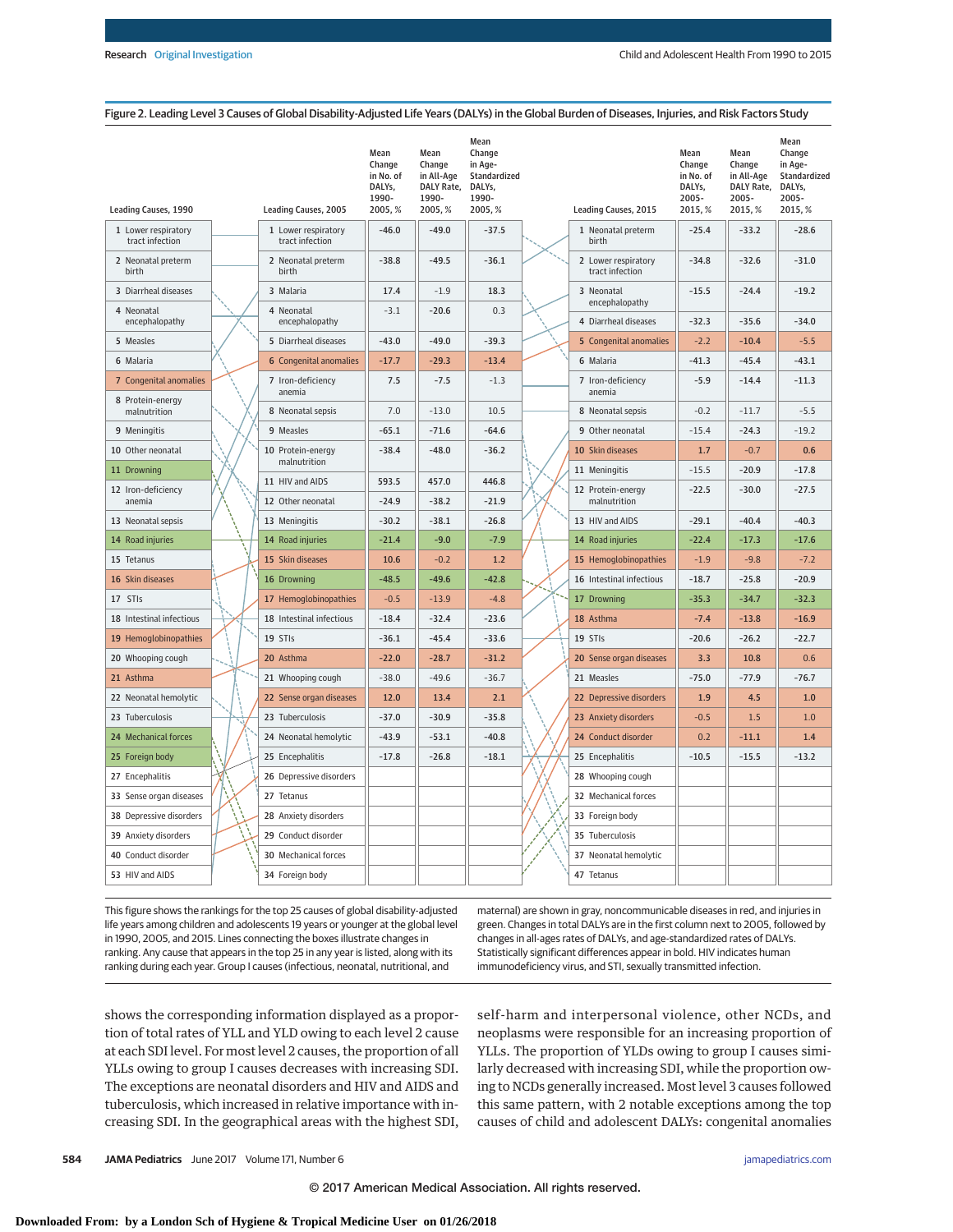## Figure 2. Leading Level 3 Causes of Global Disability-Adjusted Life Years (DALYs) in the Global Burden of Diseases, Injuries, and Risk Factors Study

| Leading Causes, 1990 | Leading Causes, 2005 | Mean Change in No. of DALYs, 1990-2005, % | Mean Change in All-Age DALY Rate, 1990-2005, % | Mean Change in Age-Standardized DALYs, 1990-2005, % | Leading Causes, 2015 | Mean Change in No. of DALYs, 2005-2015, % | Mean Change in All-Age DALY Rate, 2005-2015, % | Mean Change in Age-Standardized DALYs, 2005-2015, % |
|---|---|---|---|---|---|---|---|---|
| 1 Lower respiratory tract infection | 1 Lower respiratory tract infection | -46.0 | -49.0 | -37.5 | 1 Neonatal preterm birth | -25.4 | -33.2 | -28.6 |
| 2 Neonatal preterm birth | 2 Neonatal preterm birth | -38.8 | -49.5 | -36.1 | 2 Lower respiratory tract infection | -34.8 | -32.6 | -31.0 |
| 3 Diarrheal diseases | 3 Malaria | 17.4 | -1.9 | 18.3 | 3 Neonatal encephalopathy | -15.5 | -24.4 | -19.2 |
| 4 Neonatal encephalopathy | 4 Neonatal encephalopathy | -3.1 | -20.6 | 0.3 | 4 Diarrheal diseases | -32.3 | -35.6 | -34.0 |
| 5 Measles | 5 Diarrheal diseases | -43.0 | -49.0 | -39.3 | 5 Congenital anomalies | -2.2 | -10.4 | -5.5 |
| 6 Malaria | 6 Congenital anomalies | -17.7 | -29.3 | -13.4 | 6 Malaria | -41.3 | -45.4 | -43.1 |
| 7 Congenital anomalies | 7 Iron-deficiency anemia | 7.5 | -7.5 | -1.3 | 7 Iron-deficiency anemia | -5.9 | -14.4 | -11.3 |
| 8 Protein-energy malnutrition | 8 Neonatal sepsis | 7.0 | -13.0 | 10.5 | 8 Neonatal sepsis | -0.2 | -11.7 | -5.5 |
| 9 Meningitis | 9 Measles | -65.1 | -71.6 | -64.6 | 9 Other neonatal | -15.4 | -24.3 | -19.2 |
| 10 Other neonatal | 10 Protein-energy malnutrition | -38.4 | -48.0 | -36.2 | 10 Skin diseases | 1.7 | -0.7 | 0.6 |
| 11 Drowning | 11 HIV and AIDS | 593.5 | 457.0 | 446.8 | 11 Meningitis | -15.5 | -20.9 | -17.8 |
| 12 Iron-deficiency anemia | 12 Other neonatal | -24.9 | -38.2 | -21.9 | 12 Protein-energy malnutrition | -22.5 | -30.0 | -27.5 |
| 13 Neonatal sepsis | 13 Meningitis | -30.2 | -38.1 | -26.8 | 13 HIV and AIDS | -29.1 | -40.4 | -40.3 |
| 14 Road injuries | 14 Road injuries | -21.4 | -9.0 | -7.9 | 14 Road injuries | -22.4 | -17.3 | -17.6 |
| 15 Tetanus | 15 Skin diseases | 10.6 | -0.2 | 1.2 | 15 Hemoglobinopathies | -1.9 | -9.8 | -7.2 |
| 16 Skin diseases | 16 Drowning | -48.5 | -49.6 | -42.8 | 16 Intestinal infectious | -18.7 | -25.8 | -20.9 |
| 17 STIs | 17 Hemoglobinopathies | -0.5 | -13.9 | -4.8 | 17 Drowning | -35.3 | -34.7 | -32.3 |
| 18 Intestinal infectious | 18 Intestinal infectious | -18.4 | -32.4 | -23.6 | 18 Asthma | -7.4 | -13.8 | -16.9 |
| 19 Hemoglobinopathies | 19 STIs | -36.1 | -45.4 | -33.6 | 19 STIs | -20.6 | -26.2 | -22.7 |
| 20 Whooping cough | 20 Asthma | -22.0 | -28.7 | -31.2 | 20 Sense organ diseases | 3.3 | 10.8 | 0.6 |
| 21 Asthma | 21 Whooping cough | -38.0 | -49.6 | -36.7 | 21 Measles | -75.0 | -77.9 | -76.7 |
| 22 Neonatal hemolytic | 22 Sense organ diseases | 12.0 | 13.4 | 2.1 | 22 Depressive disorders | 1.9 | 4.5 | 1.0 |
| 23 Tuberculosis | 23 Tuberculosis | -37.0 | -30.9 | -35.8 | 23 Anxiety disorders | -0.5 | 1.5 | 1.0 |
| 24 Mechanical forces | 24 Neonatal hemolytic | -43.9 | -53.1 | -40.8 | 24 Conduct disorder | 0.2 | -11.1 | 1.4 |
| 25 Foreign body | 25 Encephalitis | -17.8 | -26.8 | -18.1 | 25 Encephalitis | -10.5 | -15.5 | -13.2 |
| 27 Encephalitis | 26 Depressive disorders | | | | 28 Whooping cough | | | |
| 33 Sense organ diseases | 27 Tetanus | | | | 32 Mechanical forces | | | |
| 38 Depressive disorders | 28 Anxiety disorders | | | | 33 Foreign body | | | |
| 39 Anxiety disorders | 29 Conduct disorder | | | | 35 Tuberculosis | | | |
| 40 Conduct disorder | 30 Mechanical forces | | | | 37 Neonatal hemolytic | | | |
| 53 HIV and AIDS | 34 Foreign body | | | | 47 Tetanus | | | |

This figure shows the rankings for the top 25 causes of global disability-adjusted life years among children and adolescents 19 years or younger at the global level in 1990, 2005, and 2015. Lines connecting the boxes illustrate changes in ranking. Any cause that appears in the top 25 in any year is listed, along with its ranking during each year. Group I causes (infectious, neonatal, nutritional, and maternal) are shown in gray, noncommunicable diseases in red, and injuries in green. Changes in total DALYs are in the first column next to 2005, followed by changes in all-ages rates of DALYs, and age-standardized rates of DALYs. Statistically significant differences appear in bold. HIV indicates human immunodeficiency virus, and STI, sexually transmitted infection.

shows the corresponding information displayed as a proportion of total rates of YLL and YLD owing to each level 2 cause at each SDI level. For most level 2 causes, the proportion of all YLLs owing to group I causes decreases with increasing SDI. The exceptions are neonatal disorders and HIV and AIDS and tuberculosis, which increased in relative importance with increasing SDI. In the geographical areas with the highest SDI, self-harm and interpersonal violence, other NCDs, and neoplasms were responsible for an increasing proportion of YLLs. The proportion of YLDs owing to group I causes similarly decreased with increasing SDI, while the proportion owing to NCDs generally increased. Most level 3 causes followed this same pattern, with 2 notable exceptions among the top causes of child and adolescent DALYs: congenital anomalies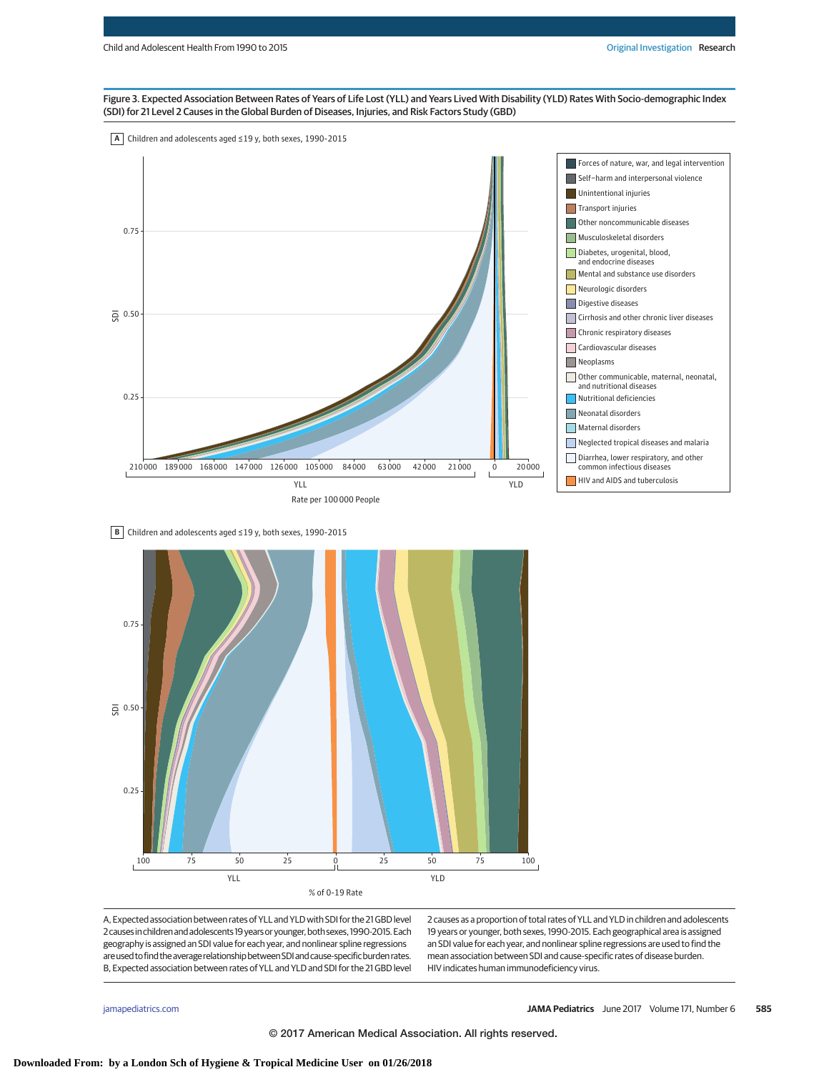Figure 3. Expected Association Between Rates of Years of Life Lost (YLL) and Years Lived With Disability (YLD) Rates With Socio-demographic Index (SDI) for 21 Level 2 Causes in the Global Burden of Diseases, Injuries, and Risk Factors Study (GBD)

A Children and adolescents aged ≤19 y, both sexes, 1990-2015

B Children and adolescents aged ≤19 y, both sexes, 1990-2015

A, Expected association between rates of YLL and YLD with SDI for the 21 GBD level 2 causes in children and adolescents 19 years or younger, both sexes, 1990-2015. Each geography is assigned an SDI value for each year, and nonlinear spline regressions are used to find the average relationship between SDI and cause-specific burden rates. B, Expected association between rates of YLL and YLD and SDI for the 21 GBD level 2 causes as a proportion of total rates of YLL and YLD in children and adolescents 19 years or younger, both sexes, 1990-2015. Each geographical area is assigned an SDI value for each year, and nonlinear spline regressions are used to find the mean association between SDI and cause-specific rates of disease burden. HIV indicates human immunodeficiency virus.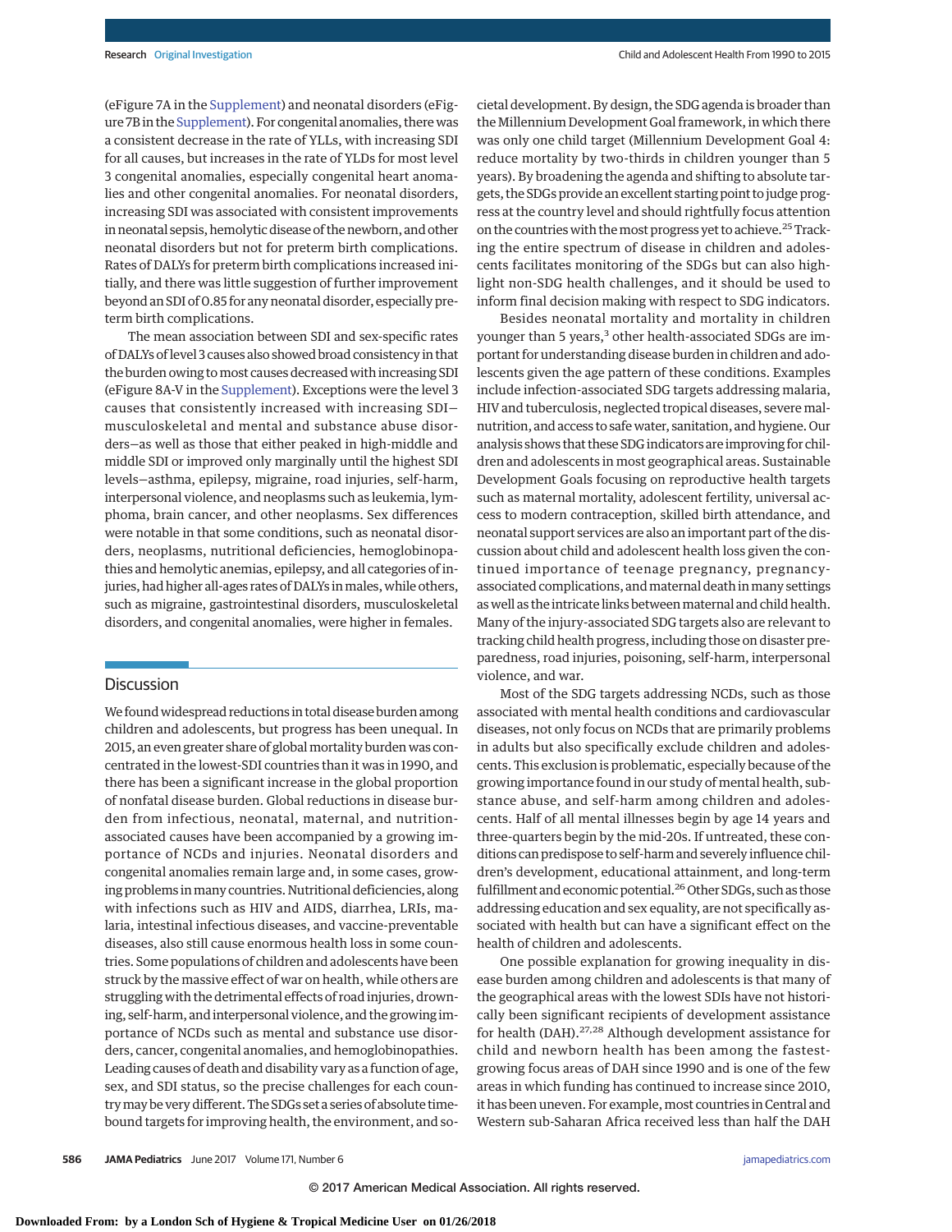(eFigure 7A in the Supplement) and neonatal disorders (eFigure 7B in the Supplement). For congenital anomalies, there was a consistent decrease in the rate of YLLs, with increasing SDI for all causes, but increases in the rate of YLDs for most level 3 congenital anomalies, especially congenital heart anomalies and other congenital anomalies. For neonatal disorders, increasing SDI was associated with consistent improvements in neonatal sepsis, hemolytic disease of the newborn, and other neonatal disorders but not for preterm birth complications. Rates of DALYs for preterm birth complications increased initially, and there was little suggestion of further improvement beyond an SDI of 0.85 for any neonatal disorder, especially preterm birth complications.

The mean association between SDI and sex-specific rates of DALYs of level 3 causes also showed broad consistency in that the burden owing to most causes decreased with increasing SDI (eFigure 8A-V in the Supplement). Exceptions were the level 3 causes that consistently increased with increasing SDI—musculoskeletal and mental and substance abuse disorders—as well as those that either peaked in high-middle and middle SDI or improved only marginally until the highest SDI levels—asthma, epilepsy, migraine, road injuries, self-harm, interpersonal violence, and neoplasms such as leukemia, lymphoma, brain cancer, and other neoplasms. Sex differences were notable in that some conditions, such as neonatal disorders, neoplasms, nutritional deficiencies, hemoglobinopathies and hemolytic anemias, epilepsy, and all categories of injuries, had higher all-ages rates of DALYs in males, while others, such as migraine, gastrointestinal disorders, musculoskeletal disorders, and congenital anomalies, were higher in females.

## Discussion

We found widespread reductions in total disease burden among children and adolescents, but progress has been unequal. In 2015, an even greater share of global mortality burden was concentrated in the lowest-SDI countries than it was in 1990, and there has been a significant increase in the global proportion of nonfatal disease burden. Global reductions in disease burden from infectious, neonatal, maternal, and nutrition-associated causes have been accompanied by a growing importance of NCDs and injuries. Neonatal disorders and congenital anomalies remain large and, in some cases, growing problems in many countries. Nutritional deficiencies, along with infections such as HIV and AIDS, diarrhea, LRIs, malaria, intestinal infectious diseases, and vaccine-preventable diseases, also still cause enormous health loss in some countries. Some populations of children and adolescents have been struck by the massive effect of war on health, while others are struggling with the detrimental effects of road injuries, drowning, self-harm, and interpersonal violence, and the growing importance of NCDs such as mental and substance use disorders, cancer, congenital anomalies, and hemoglobinopathies. Leading causes of death and disability vary as a function of age, sex, and SDI status, so the precise challenges for each country may be very different. The SDGs set a series of absolute time-bound targets for improving health, the environment, and societal development. By design, the SDG agenda is broader than the Millennium Development Goal framework, in which there was only one child target (Millennium Development Goal 4: reduce mortality by two-thirds in children younger than 5 years). By broadening the agenda and shifting to absolute targets, the SDGs provide an excellent starting point to judge progress at the country level and should rightfully focus attention on the countries with the most progress yet to achieve.[25] Tracking the entire spectrum of disease in children and adolescents facilitates monitoring of the SDGs but can also highlight non-SDG health challenges, and it should be used to inform final decision making with respect to SDG indicators.

Besides neonatal mortality and mortality in children younger than 5 years,[3] other health-associated SDGs are important for understanding disease burden in children and adolescents given the age pattern of these conditions. Examples include infection-associated SDG targets addressing malaria, HIV and tuberculosis, neglected tropical diseases, severe malnutrition, and access to safe water, sanitation, and hygiene. Our analysis shows that these SDG indicators are improving for children and adolescents in most geographical areas. Sustainable Development Goals focusing on reproductive health targets such as maternal mortality, adolescent fertility, universal access to modern contraception, skilled birth attendance, and neonatal support services are also an important part of the discussion about child and adolescent health loss given the continued importance of teenage pregnancy, pregnancy-associated complications, and maternal death in many settings as well as the intricate links between maternal and child health. Many of the injury-associated SDG targets also are relevant to tracking child health progress, including those on disaster preparedness, road injuries, poisoning, self-harm, interpersonal violence, and war.

Most of the SDG targets addressing NCDs, such as those associated with mental health conditions and cardiovascular diseases, not only focus on NCDs that are primarily problems in adults but also specifically exclude children and adolescents. This exclusion is problematic, especially because of the growing importance found in our study of mental health, substance abuse, and self-harm among children and adolescents. Half of all mental illnesses begin by age 14 years and three-quarters begin by the mid-20s. If untreated, these conditions can predispose to self-harm and severely influence children's development, educational attainment, and long-term fulfillment and economic potential.[26] Other SDGs, such as those addressing education and sex equality, are not specifically associated with health but can have a significant effect on the health of children and adolescents.

One possible explanation for growing inequality in disease burden among children and adolescents is that many of the geographical areas with the lowest SDIs have not historically been significant recipients of development assistance for health (DAH).[27,28] Although development assistance for child and newborn health has been among the fastest-growing focus areas of DAH since 1990 and is one of the few areas in which funding has continued to increase since 2010, it has been uneven. For example, most countries in Central and Western sub-Saharan Africa received less than half the DAH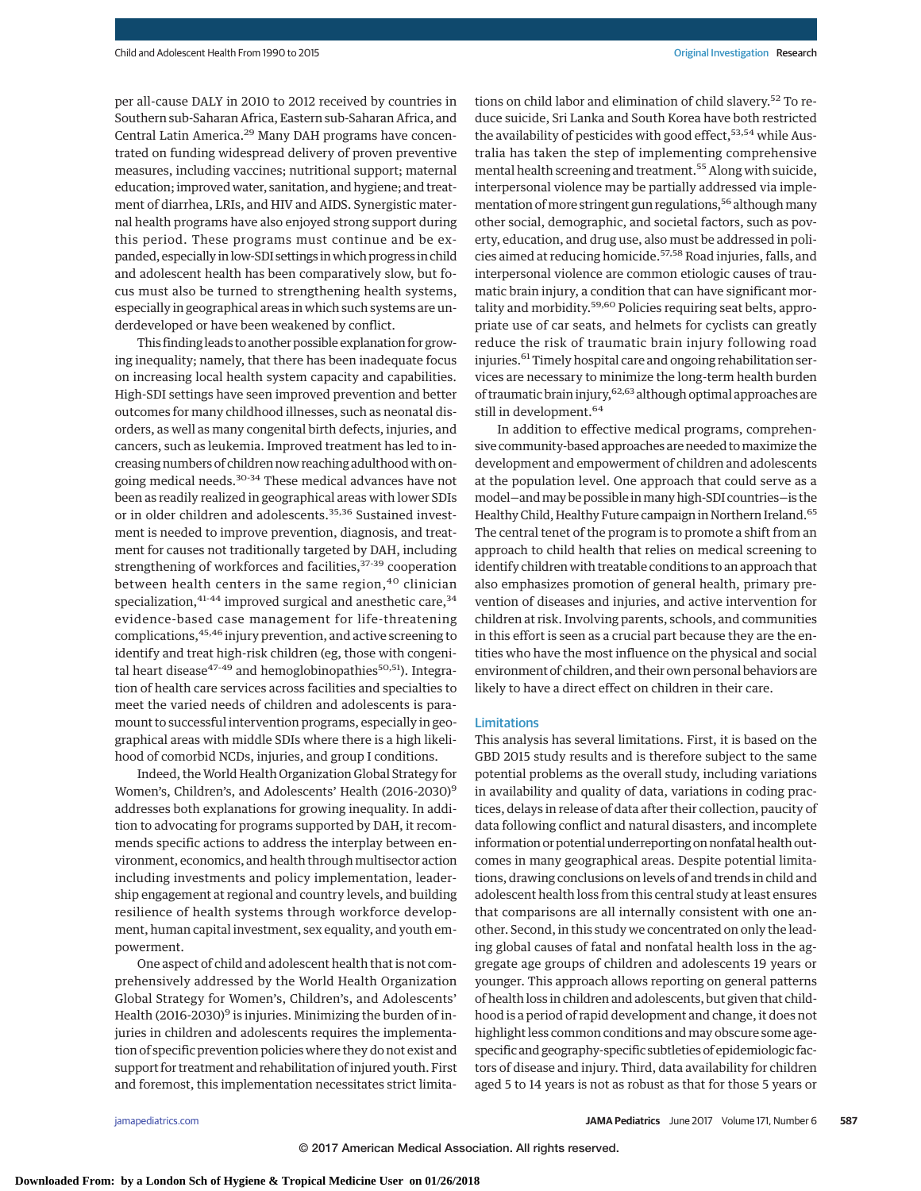per all-cause DALY in 2010 to 2012 received by countries in Southern sub-Saharan Africa, Eastern sub-Saharan Africa, and Central Latin America.[29] Many DAH programs have concentrated on funding widespread delivery of proven preventive measures, including vaccines; nutritional support; maternal education; improved water, sanitation, and hygiene; and treatment of diarrhea, LRIs, and HIV and AIDS. Synergistic maternal health programs have also enjoyed strong support during this period. These programs must continue and be expanded, especially in low-SDI settings in which progress in child and adolescent health has been comparatively slow, but focus must also be turned to strengthening health systems, especially in geographical areas in which such systems are underdeveloped or have been weakened by conflict.

This finding leads to another possible explanation for growing inequality; namely, that there has been inadequate focus on increasing local health system capacity and capabilities. High-SDI settings have seen improved prevention and better outcomes for many childhood illnesses, such as neonatal disorders, as well as many congenital birth defects, injuries, and cancers, such as leukemia. Improved treatment has led to increasing numbers of children now reaching adulthood with ongoing medical needs.[30-34] These medical advances have not been as readily realized in geographical areas with lower SDIs or in older children and adolescents.[35,36] Sustained investment is needed to improve prevention, diagnosis, and treatment for causes not traditionally targeted by DAH, including strengthening of workforces and facilities,[37-39] cooperation between health centers in the same region,[40] clinician specialization,[41-44] improved surgical and anesthetic care,[34] evidence-based case management for life-threatening complications,[45,46] injury prevention, and active screening to identify and treat high-risk children (eg, those with congenital heart disease[47-49] and hemoglobinopathies[50,51]). Integration of health care services across facilities and specialties to meet the varied needs of children and adolescents is paramount to successful intervention programs, especially in geographical areas with middle SDIs where there is a high likelihood of comorbid NCDs, injuries, and group I conditions.

Indeed, the World Health Organization Global Strategy for Women's, Children's, and Adolescents' Health (2016-2030)[9] addresses both explanations for growing inequality. In addition to advocating for programs supported by DAH, it recommends specific actions to address the interplay between environment, economics, and health through multisector action including investments and policy implementation, leadership engagement at regional and country levels, and building resilience of health systems through workforce development, human capital investment, sex equality, and youth empowerment.

One aspect of child and adolescent health that is not comprehensively addressed by the World Health Organization Global Strategy for Women's, Children's, and Adolescents' Health (2016-2030)[9] is injuries. Minimizing the burden of injuries in children and adolescents requires the implementation of specific prevention policies where they do not exist and support for treatment and rehabilitation of injured youth. First and foremost, this implementation necessitates strict limitations on child labor and elimination of child slavery.[52] To reduce suicide, Sri Lanka and South Korea have both restricted the availability of pesticides with good effect,[53,54] while Australia has taken the step of implementing comprehensive mental health screening and treatment.[55] Along with suicide, interpersonal violence may be partially addressed via implementation of more stringent gun regulations,[56] although many other social, demographic, and societal factors, such as poverty, education, and drug use, also must be addressed in policies aimed at reducing homicide.[57,58] Road injuries, falls, and interpersonal violence are common etiologic causes of traumatic brain injury, a condition that can have significant mortality and morbidity.[59,60] Policies requiring seat belts, appropriate use of car seats, and helmets for cyclists can greatly reduce the risk of traumatic brain injury following road injuries.[61] Timely hospital care and ongoing rehabilitation services are necessary to minimize the long-term health burden of traumatic brain injury,[62,63] although optimal approaches are still in development.[64]

In addition to effective medical programs, comprehensive community-based approaches are needed to maximize the development and empowerment of children and adolescents at the population level. One approach that could serve as a model—and may be possible in many high-SDI countries—is the Healthy Child, Healthy Future campaign in Northern Ireland.[65] The central tenet of the program is to promote a shift from an approach to child health that relies on medical screening to identify children with treatable conditions to an approach that also emphasizes promotion of general health, primary prevention of diseases and injuries, and active intervention for children at risk. Involving parents, schools, and communities in this effort is seen as a crucial part because they are the entities who have the most influence on the physical and social environment of children, and their own personal behaviors are likely to have a direct effect on children in their care.

## Limitations

This analysis has several limitations. First, it is based on the GBD 2015 study results and is therefore subject to the same potential problems as the overall study, including variations in availability and quality of data, variations in coding practices, delays in release of data after their collection, paucity of data following conflict and natural disasters, and incomplete information or potential underreporting on nonfatal health outcomes in many geographical areas. Despite potential limitations, drawing conclusions on levels of and trends in child and adolescent health loss from this central study at least ensures that comparisons are all internally consistent with one another. Second, in this study we concentrated on only the leading global causes of fatal and nonfatal health loss in the aggregate age groups of children and adolescents 19 years or younger. This approach allows reporting on general patterns of health loss in children and adolescents, but given that childhood is a period of rapid development and change, it does not highlight less common conditions and may obscure some age-specific and geography-specific subtleties of epidemiologic factors of disease and injury. Third, data availability for children aged 5 to 14 years is not as robust as that for those 5 years or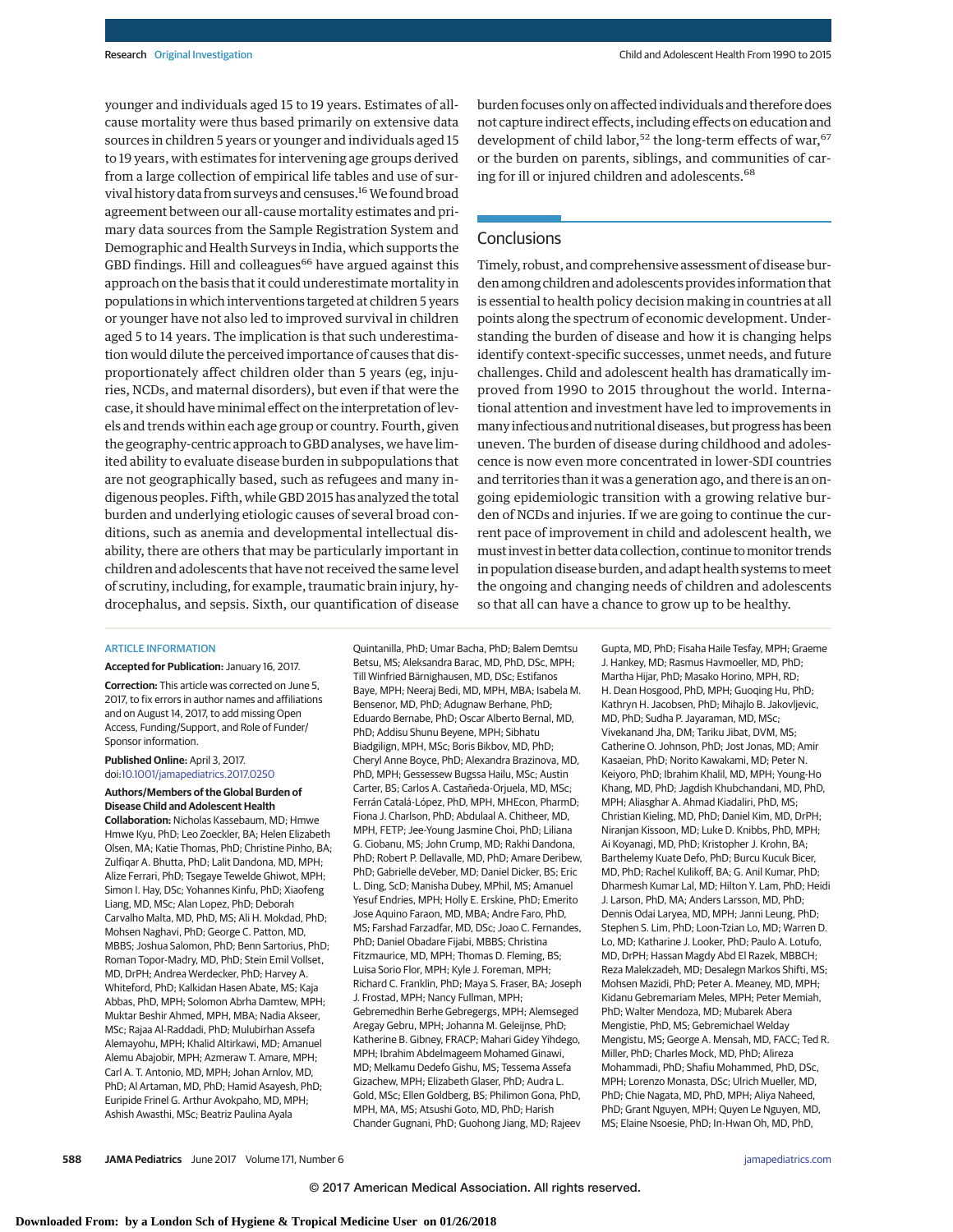younger and individuals aged 15 to 19 years. Estimates of all-cause mortality were thus based primarily on extensive data sources in children 5 years or younger and individuals aged 15 to 19 years, with estimates for intervening age groups derived from a large collection of empirical life tables and use of survival history data from surveys and censuses.[16] We found broad agreement between our all-cause mortality estimates and primary data sources from the Sample Registration System and Demographic and Health Surveys in India, which supports the GBD findings. Hill and colleagues[66] have argued against this approach on the basis that it could underestimate mortality in populations in which interventions targeted at children 5 years or younger have not also led to improved survival in children aged 5 to 14 years. The implication is that such underestimation would dilute the perceived importance of causes that disproportionately affect children older than 5 years (eg, injuries, NCDs, and maternal disorders), but even if that were the case, it should have minimal effect on the interpretation of levels and trends within each age group or country. Fourth, given the geography-centric approach to GBD analyses, we have limited ability to evaluate disease burden in subpopulations that are not geographically based, such as refugees and many indigenous peoples. Fifth, while GBD 2015 has analyzed the total burden and underlying etiologic causes of several broad conditions, such as anemia and developmental intellectual disability, there are others that may be particularly important in children and adolescents that have not received the same level of scrutiny, including, for example, traumatic brain injury, hydrocephalus, and sepsis. Sixth, our quantification of disease burden focuses only on affected individuals and therefore does not capture indirect effects, including effects on education and development of child labor,[52] the long-term effects of war,[67] or the burden on parents, siblings, and communities of caring for ill or injured children and adolescents.[68]

## Conclusions

Timely, robust, and comprehensive assessment of disease burden among children and adolescents provides information that is essential to health policy decision making in countries at all points along the spectrum of economic development. Understanding the burden of disease and how it is changing helps identify context-specific successes, unmet needs, and future challenges. Child and adolescent health has dramatically improved from 1990 to 2015 throughout the world. International attention and investment have led to improvements in many infectious and nutritional diseases, but progress has been uneven. The burden of disease during childhood and adolescence is now even more concentrated in lower-SDI countries and territories than it was a generation ago, and there is an ongoing epidemiologic transition with a growing relative burden of NCDs and injuries. If we are going to continue the current pace of improvement in child and adolescent health, we must invest in better data collection, continue to monitor trends in population disease burden, and adapt health systems to meet the ongoing and changing needs of children and adolescents so that all can have a chance to grow up to be healthy.

ARTICLE INFORMATION

**Accepted for Publication:** January 16, 2017.

**Correction:** This article was corrected on June 5, 2017, to fix errors in author names and affiliations and on August 14, 2017, to add missing Open Access, Funding/Support, and Role of Funder/Sponsor information.

**Published Online:** April 3, 2017. doi:10.1001/jamapediatrics.2017.0250

**Authors/Members of the Global Burden of Disease Child and Adolescent Health Collaboration:** Nicholas Kassebaum, MD; Hmwe Hmwe Kyu, PhD; Leo Zoeckler, BA; Helen Elizabeth Olsen, MA; Katie Thomas, PhD; Christine Pinho, BA; Zulfiqar A. Bhutta, PhD; Lalit Dandona, MD, MPH; Alize Ferrari, PhD; Tsegaye Tewelde Ghiwot, MPH; Simon I. Hay, DSc; Yohannes Kinfu, PhD; Xiaofeng Liang, MD, MSc; Alan Lopez, PhD; Deborah Carvalho Malta, MD, PhD, MS; Ali H. Mokdad, PhD; Mohsen Naghavi, PhD; George C. Patton, MD, MBBS; Joshua Salomon, PhD; Benn Sartorius, PhD; Roman Topor-Madry, MD, PhD; Stein Emil Vollset, MD, DrPH; Andrea Werdecker, PhD; Harvey A. Whiteford, PhD; Kalkidan Hasen Abate, MS; Kaja Abbas, PhD, MPH; Solomon Abrha Damtew, MPH; Muktar Beshir Ahmed, MPH, MBA; Nadia Akseer, MSc; Rajaa Al-Raddadi, PhD; Mulubirhan Assefa Alemayohu, MPH; Khalid Altirkawi, MD; Amanuel Alemu Abajobir, MPH; Azmeraw T. Amare, MPH; Carl A. T. Antonio, MD, MPH; Johan Arnlov, MD, PhD; Al Artaman, MD, PhD; Hamid Asayesh, PhD; Euripide Frinel G. Arthur Avokpaho, MD, MPH; Ashish Awasthi, MSc; Beatriz Paulina Ayala Quintanilla, PhD; Umar Bacha, PhD; Balem Demtsu Betsu, MS; Aleksandra Barac, MD, PhD, DSc, MPH; Till Winfried Bärnighausen, MD, DSc; Estifanos Baye, MPH; Neeraj Bedi, MD, MPH, MBA; Isabela M. Bensenor, MD, PhD; Adugnaw Berhane, PhD; Eduardo Bernabe, PhD; Oscar Alberto Bernal, MD, PhD; Addisu Shunu Beyene, MPH; Sibhatu Biadgilign, MPH, MSc; Boris Bikbov, MD, PhD; Cheryl Anne Boyce, PhD; Alexandra Brazinova, MD, PhD, MPH; Gessessew Bugssa Hailu, MSc; Austin Carter, BS; Carlos A. Castañeda-Orjuela, MD, MSc; Ferrán Catalá-López, PhD, MPH, MHEcon, PharmD; Fiona J. Charlson, PhD; Abdulaal A. Chitheer, MD, MPH, FETP; Jee-Young Jasmine Choi, PhD; Liliana G. Ciobanu, MS; John Crump, MD; Rakhi Dandona, PhD; Robert P. Dellavalle, MD, PhD; Amare Deribew, PhD; Gabrielle deVeber, MD; Daniel Dicker, BS; Eric L. Ding, ScD; Manisha Dubey, MPhil, MS; Amanuel Yesuf Endries, MPH; Holly E. Erskine, PhD; Emerito Jose Aquino Faraon, MD, MBA; Andre Faro, PhD, MS; Farshad Farzadfar, MD, DSc; Joao C. Fernandes, PhD; Daniel Obadare Fijabi, MBBS; Christina Fitzmaurice, MD, MPH; Thomas D. Fleming, BS; Luisa Sorio Flor, MPH; Kyle J. Foreman, MPH; Richard C. Franklin, PhD; Maya S. Fraser, BA; Joseph J. Frostad, MPH; Nancy Fullman, MPH; Gebremedhin Berhe Gebregergs, MPH; Alemseged Aregay Gebru, MPH; Johanna M. Geleijnse, PhD; Katherine B. Gibney, FRACP; Mahari Gidey Yihdego, MD; Ibrahim Abdelmageem Mohamed Ginawi, MD; Melkamu Dedefo Gishu, MS; Tessema Assefa Gizachew, MPH; Elizabeth Glaser, PhD; Audra L. Gold, MSc; Ellen Goldberg, BS; Philimon Gona, PhD, MPH, MA, MS; Atsushi Goto, MD, PhD; Harish Chander Gugnani, PhD; Guohong Jiang, MD; Rajeev Gupta, MD, PhD; Fisaha Haile Tesfay, MPH; Graeme J. Hankey, MD; Rasmus Havmoeller, MD, PhD; Martha Hijar, PhD; Masako Horino, MPH, RD; H. Dean Hosgood, PhD, MPH; Guoqing Hu, PhD; Kathryn H. Jacobsen, PhD; Mihajlo B. Jakovljevic, MD, PhD; Sudha P. Jayaraman, MD, MSc; Vivekanand Jha, DM; Tariku Jibat, DVM, MS; Catherine O. Johnson, PhD; Jost Jonas, MD; Amir Kasaeian, PhD; Norito Kawakami, MD; Peter N. Keiyoro, PhD; Ibrahim Khalil, MD, MPH; Young-Ho Khang, MD, PhD; Jagdish Khubchandani, MD, PhD, MPH; Aliasghar A. Ahmad Kiadaliri, PhD, MS; Christian Kieling, MD, PhD; Daniel Kim, MD, DrPH; Niranjan Kissoon, MD; Luke D. Knibbs, PhD, MPH; Ai Koyanagi, MD, PhD; Kristopher J. Krohn, BA; Barthelemy Kuate Defo, PhD; Burcu Kucuk Bicer, MD, PhD; Rachel Kulikoff, BA; G. Anil Kumar, PhD; Dharmesh Kumar Lal, MD; Hilton Y. Lam, PhD; Heidi J. Larson, PhD, MA; Anders Larsson, MD, PhD; Dennis Odai Laryea, MD, MPH; Janni Leung, PhD; Stephen S. Lim, PhD; Loon-Tzian Lo, MD; Warren D. Lo, MD; Katharine J. Looker, PhD; Paulo A. Lotufo, MD, DrPH; Hassan Magdy Abd El Razek, MBBCH; Reza Malekzadeh, MD; Desalegn Markos Shifti, MS; Mohsen Mazidi, PhD; Peter A. Meaney, MD, MPH; Kidanu Gebremariam Meles, MPH; Peter Memiah, PhD; Walter Mendoza, MD; Mubarek Abera Mengistie, PhD, MS; Gebremichael Welday Mengistu, MS; George A. Mensah, MD, FACC; Ted R. Miller, PhD; Charles Mock, MD, PhD; Alireza Mohammadi, PhD; Shafiu Mohammed, PhD, DSc, MPH; Lorenzo Monasta, DSc; Ulrich Mueller, MD, PhD; Chie Nagata, MD, PhD, MPH; Aliya Naheed, PhD; Grant Nguyen, MPH; Quyen Le Nguyen, MD, MS; Elaine Nsoesie, PhD; In-Hwan Oh, MD, PhD,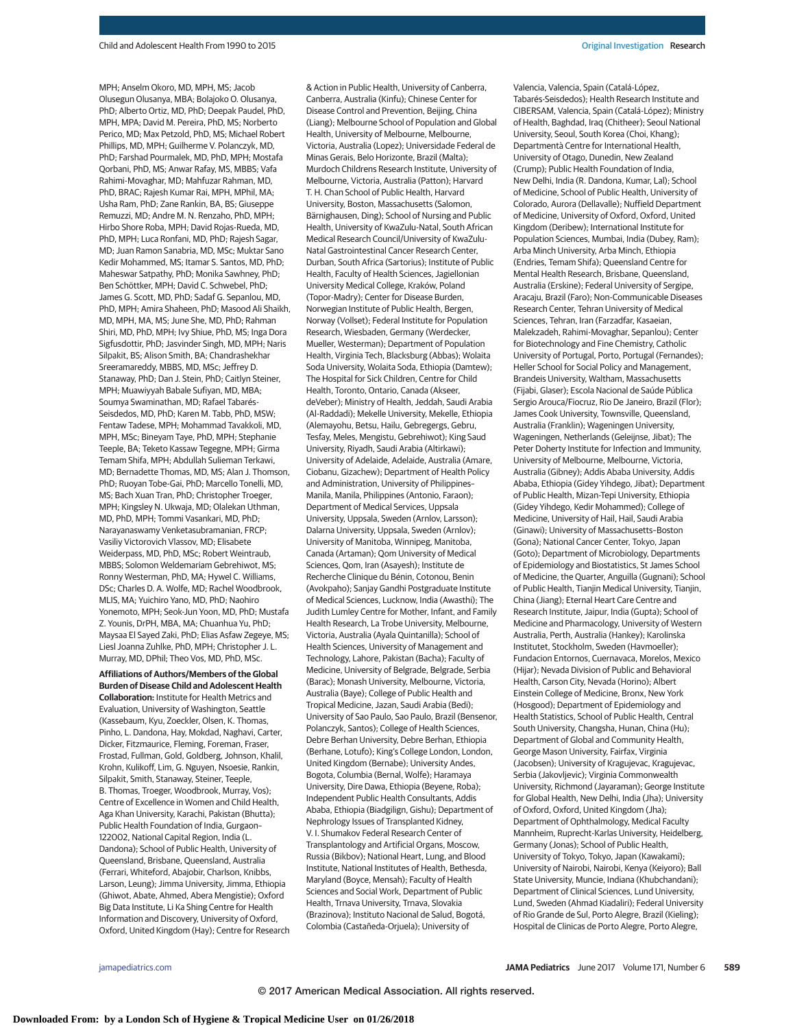MPH; Anselm Okoro, MD, MPH, MS; Jacob Olusegun Olusanya, MBA; Bolajoko O. Olusanya, PhD; Alberto Ortiz, MD, PhD; Deepak Paudel, PhD, MPH, MPA; David M. Pereira, PhD, MS; Norberto Perico, MD; Max Petzold, PhD, MS; Michael Robert Phillips, MD, MPH; Guilherme V. Polanczyk, MD, PhD; Farshad Pourmalek, MD, PhD, MPH; Mostafa Qorbani, PhD, MS; Anwar Rafay, MS, MBBS; Vafa Rahimi-Movaghar, MD; Mahfuzar Rahman, MD, PhD, BRAC; Rajesh Kumar Rai, MPH, MPhil, MA; Usha Ram, PhD; Zane Rankin, BA, BS; Giuseppe Remuzzi, MD; Andre M. N. Renzaho, PhD, MPH; Hirbo Shore Roba, MPH; David Rojas-Rueda, MD, PhD, MPH; Luca Ronfani, MD, PhD; Rajesh Sagar, MD; Juan Ramon Sanabria, MD, MSc; Muktar Sano Kedir Mohammed, MS; Itamar S. Santos, MD, PhD; Maheswar Satpathy, PhD; Monika Sawhney, PhD; Ben Schöttker, MPH; David C. Schwebel, PhD; James G. Scott, MD, PhD; Sadaf G. Sepanlou, MD, PhD, MPH; Amira Shaheen, PhD; Masood Ali Shaikh, MD, MPH, MA, MS; June She, MD, PhD; Rahman Shiri, MD, PhD, MPH; Ivy Shiue, PhD, MS; Inga Dora Sigfusdottir, PhD; Jasvinder Singh, MD, MPH; Naris Silpakit, BS; Alison Smith, BA; Chandrashekhar Sreeramareddy, MBBS, MD, MSc; Jeffrey D. Stanaway, PhD; Dan J. Stein, PhD; Caitlyn Steiner, MPH; Muawiyyah Babale Sufiyan, MD, MBA; Soumya Swaminathan, MD; Rafael Tabarés-Seisdedos, MD, PhD; Karen M. Tabb, PhD, MSW; Fentaw Tadese, MPH; Mohammad Tavakkoli, MD, MPH, MSc; Bineyam Taye, PhD, MPH; Stephanie Teeple, BA; Teketo Kassaw Tegegne, MPH; Girma Temam Shifa, MPH; Abdullah Sulieman Terkawi, MD; Bernadette Thomas, MD, MS; Alan J. Thomson, PhD; Ruoyan Tobe-Gai, PhD; Marcello Tonelli, MD, MS; Bach Xuan Tran, PhD; Christopher Troeger, MPH; Kingsley N. Ukwaja, MD; Olalekan Uthman, MD, PhD, MPH; Tommi Vasankari, MD, PhD; Narayanaswamy Venketasubramanian, FRCP; Vasiliy Victorovich Vlassov, MD; Elisabete Weiderpass, MD, PhD, MSc; Robert Weintraub, MBBS; Solomon Weldemariam Gebrehiwot, MS; Ronny Westerman, PhD, MA; Hywel C. Williams, DSc; Charles D. A. Wolfe, MD; Rachel Woodbrook, MLIS, MA; Yuichiro Yano, MD, PhD; Naohiro Yonemoto, MPH; Seok-Jun Yoon, MD, PhD; Mustafa Z. Younis, DrPH, MBA, MA; Chuanhua Yu, PhD; Maysaa El Sayed Zaki, PhD; Elias Asfaw Zegeye, MS; Liesl Joanna Zuhlke, PhD, MPH; Christopher J. L. Murray, MD, DPhil; Theo Vos, MD, PhD, MSc.

**Affiliations of Authors/Members of the Global Burden of Disease Child and Adolescent Health Collaboration:** Institute for Health Metrics and Evaluation, University of Washington, Seattle (Kassebaum, Kyu, Zoeckler, Olsen, K. Thomas, Pinho, L. Dandona, Hay, Mokdad, Naghavi, Carter, Dicker, Fitzmaurice, Fleming, Foreman, Fraser, Frostad, Fullman, Gold, Goldberg, Johnson, Khalil, Krohn, Kulikoff, Lim, G. Nguyen, Nsoesie, Rankin, Silpakit, Smith, Stanaway, Steiner, Teeple, B. Thomas, Troeger, Woodbrook, Murray, Vos); Centre of Excellence in Women and Child Health, Aga Khan University, Karachi, Pakistan (Bhutta); Public Health Foundation of India, Gurgaon–122002, National Capital Region, India (L. Dandona); School of Public Health, University of Queensland, Brisbane, Queensland, Australia (Ferrari, Whiteford, Abajobir, Charlson, Knibbs, Larson, Leung); Jimma University, Jimma, Ethiopia (Ghiwot, Abate, Ahmed, Abera Mengistie); Oxford Big Data Institute, Li Ka Shing Centre for Health Information and Discovery, University of Oxford, Oxford, United Kingdom (Hay); Centre for Research & Action in Public Health, University of Canberra, Canberra, Australia (Kinfu); Chinese Center for Disease Control and Prevention, Beijing, China (Liang); Melbourne School of Population and Global Health, University of Melbourne, Melbourne, Victoria, Australia (Lopez); Universidade Federal de Minas Gerais, Belo Horizonte, Brazil (Malta); Murdoch Childrens Research Institute, University of Melbourne, Victoria, Australia (Patton); Harvard T. H. Chan School of Public Health, Harvard University, Boston, Massachusetts (Salomon, Bärnighausen, Ding); School of Nursing and Public Health, University of KwaZulu-Natal, South African Medical Research Council/University of KwaZulu-Natal Gastrointestinal Cancer Research Center, Durban, South Africa (Sartorius); Institute of Public Health, Faculty of Health Sciences, Jagiellonian University Medical College, Kraków, Poland (Topor-Madry); Center for Disease Burden, Norwegian Institute of Public Health, Bergen, Norway (Vollset); Federal Institute for Population Research, Wiesbaden, Germany (Werdecker, Mueller, Westerman); Department of Population Health, Virginia Tech, Blacksburg (Abbas); Wolaita Soda University, Wolaita Soda, Ethiopia (Damtew); The Hospital for Sick Children, Centre for Child Health, Toronto, Ontario, Canada (Akseer, deVeber); Ministry of Health, Jeddah, Saudi Arabia (Al-Raddadi); Mekelle University, Mekelle, Ethiopia (Alemayohu, Betsu, Hailu, Gebregergs, Gebru, Tesfay, Meles, Mengistu, Gebrehiwot); King Saud University, Riyadh, Saudi Arabia (Altirkawi); University of Adelaide, Adelaide, Australia (Amare, Ciobanu, Gizachew); Department of Health Policy and Administration, University of Philippines–Manila, Manila, Philippines (Antonio, Faraon); Department of Medical Services, Uppsala University, Uppsala, Sweden (Arnlov, Larsson); Dalarna University, Uppsala, Sweden (Arnlov); University of Manitoba, Winnipeg, Manitoba, Canada (Artaman); Qom University of Medical Sciences, Qom, Iran (Asayesh); Institute de Recherche Clinique du Bénin, Cotonou, Benin (Avokpaho); Sanjay Gandhi Postgraduate Institute of Medical Sciences, Lucknow, India (Awasthi); The Judith Lumley Centre for Mother, Infant, and Family Health Research, La Trobe University, Melbourne, Victoria, Australia (Ayala Quintanilla); School of Health Sciences, University of Management and Technology, Lahore, Pakistan (Bacha); Faculty of Medicine, University of Belgrade, Belgrade, Serbia (Barac); Monash University, Melbourne, Victoria, Australia (Baye); College of Public Health and Tropical Medicine, Jazan, Saudi Arabia (Bedi); University of Sao Paulo, Sao Paulo, Brazil (Bensenor, Polanczyk, Santos); College of Health Sciences, Debre Berhan University, Debre Berhan, Ethiopia (Berhane, Lotufo); King's College London, London, United Kingdom (Bernabe); University Andes, Bogota, Columbia (Bernal, Wolfe); Haramaya University, Dire Dawa, Ethiopia (Beyene, Roba); Independent Public Health Consultants, Addis Ababa, Ethiopia (Biadgilign, Gishu); Department of Nephrology Issues of Transplanted Kidney, V. I. Shumakov Federal Research Center of Transplantology and Artificial Organs, Moscow, Russia (Bikbov); National Heart, Lung, and Blood Institute, National Institutes of Health, Bethesda, Maryland (Boyce, Mensah); Faculty of Health Sciences and Social Work, Department of Public Health, Trnava University, Trnava, Slovakia (Brazinova); Instituto Nacional de Salud, Bogotá, Colombia (Castañeda-Orjuela); University of Valencia, Valencia, Spain (Catalá-López, Tabarés-Seisdedos); Health Research Institute and CIBERSAM, Valencia, Spain (Catalá-López); Ministry of Health, Baghdad, Iraq (Chitheer); Seoul National University, Seoul, South Korea (Choi, Khang); Departmentà Centre for International Health, University of Otago, Dunedin, New Zealand (Crump); Public Health Foundation of India, New Delhi, India (R. Dandona, Kumar, Lal); School of Medicine, School of Public Health, University of Colorado, Aurora (Dellavalle); Nuffield Department of Medicine, University of Oxford, Oxford, United Kingdom (Deribew); International Institute for Population Sciences, Mumbai, India (Dubey, Ram); Arba Minch University, Arba Minch, Ethiopia (Endries, Temam Shifa); Queensland Centre for Mental Health Research, Brisbane, Queensland, Australia (Erskine); Federal University of Sergipe, Aracaju, Brazil (Faro); Non-Communicable Diseases Research Center, Tehran University of Medical Sciences, Tehran, Iran (Farzadfar, Kasaeian, Malekzadeh, Rahimi-Movaghar, Sepanlou); Center for Biotechnology and Fine Chemistry, Catholic University of Portugal, Porto, Portugal (Fernandes); Heller School for Social Policy and Management, Brandeis University, Waltham, Massachusetts (Fijabi, Glaser); Escola Nacional de Saúde Pública Sergio Arouca/Fiocruz, Rio De Janeiro, Brazil (Flor); James Cook University, Townsville, Queensland, Australia (Franklin); Wageningen University, Wageningen, Netherlands (Geleijnse, Jibat); The Peter Doherty Institute for Infection and Immunity, University of Melbourne, Melbourne, Victoria, Australia (Gibney); Addis Ababa University, Addis Ababa, Ethiopia (Gidey Yihdego, Jibat); Department of Public Health, Mizan-Tepi University, Ethiopia (Gidey Yihdego, Kedir Mohammed); College of Medicine, University of Hail, Hail, Saudi Arabia (Ginawi); University of Massachusetts–Boston (Gona); National Cancer Center, Tokyo, Japan (Goto); Department of Microbiology, Departments of Epidemiology and Biostatistics, St James School of Medicine, the Quarter, Anguilla (Gugnani); School of Public Health, Tianjin Medical University, Tianjin, China (Jiang); Eternal Heart Care Centre and Research Institute, Jaipur, India (Gupta); School of Medicine and Pharmacology, University of Western Australia, Perth, Australia (Hankey); Karolinska Institutet, Stockholm, Sweden (Havmoeller); Fundacion Entornos, Cuernavaca, Morelos, Mexico (Hijar); Nevada Division of Public and Behavioral Health, Carson City, Nevada (Horino); Albert Einstein College of Medicine, Bronx, New York (Hosgood); Department of Epidemiology and Health Statistics, School of Public Health, Central South University, Changsha, Hunan, China (Hu); Department of Global and Community Health, George Mason University, Fairfax, Virginia (Jacobsen); University of Kragujevac, Kragujevac, Serbia (Jakovljevic); Virginia Commonwealth University, Richmond (Jayaraman); George Institute for Global Health, New Delhi, India (Jha); University of Oxford, Oxford, United Kingdom (Jha); Department of Ophthalmology, Medical Faculty Mannheim, Ruprecht-Karlas University, Heidelberg, Germany (Jonas); School of Public Health, University of Tokyo, Tokyo, Japan (Kawakami); University of Nairobi, Nairobi, Kenya (Keiyoro); Ball State University, Muncie, Indiana (Khubchandani); Department of Clinical Sciences, Lund University, Lund, Sweden (Ahmad Kiadaliri); Federal University of Rio Grande de Sul, Porto Alegre, Brazil (Kieling); Hospital de Clinicas de Porto Alegre, Porto Alegre,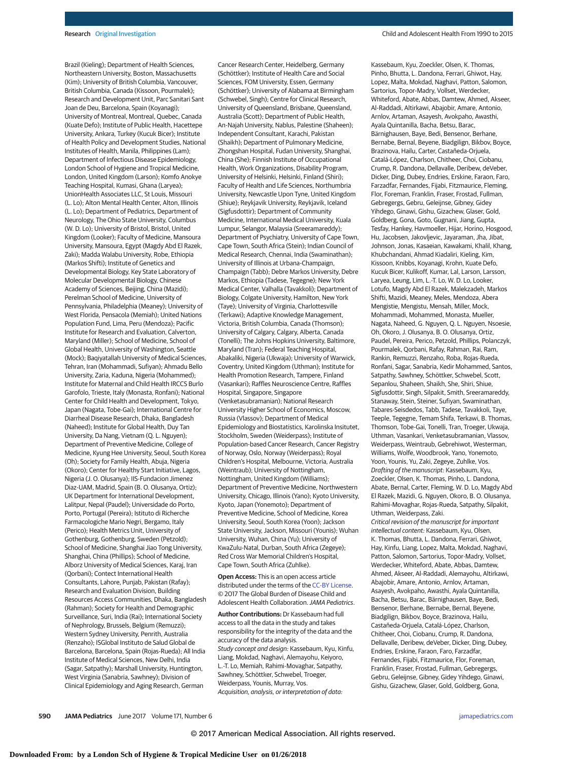Brazil (Kieling); Department of Health Sciences, Northeastern University, Boston, Massachusetts (Kim); University of British Columbia, Vancouver, British Columbia, Canada (Kissoon, Pourmalek); Research and Development Unit, Parc Sanitari Sant Joan de Deu, Barcelona, Spain (Koyanagi); University of Montreal, Montreal, Quebec, Canada (Kuate Defo); Institute of Public Health, Hacettepe University, Ankara, Turkey (Kucuk Bicer); Institute of Health Policy and Development Studies, National Institutes of Health, Manila, Philippines (Lam); Department of Infectious Disease Epidemiology, London School of Hygiene and Tropical Medicine, London, United Kingdom (Larson); Komfo Anokye Teaching Hospital, Kumasi, Ghana (Laryea); UnionHealth Associates LLC, St Louis, Missouri (L. Lo); Alton Mental Health Center, Alton, Illinois (L. Lo); Department of Pediatrics, Department of Neurology, The Ohio State University, Columbus (W. D. Lo); University of Bristol, Bristol, United Kingdom (Looker); Faculty of Medicine, Mansoura University, Mansoura, Egypt (Magdy Abd El Razek, Zaki); Madda Walabu University, Robe, Ethiopia (Markos Shifti); Institute of Genetics and Developmental Biology, Key State Laboratory of Molecular Developmental Biology, Chinese Academy of Sciences, Beijing, China (Mazidi); Perelman School of Medicine, University of Pennsylvania, Philadelphia (Meaney); University of West Florida, Pensacola (Memiah); United Nations Population Fund, Lima, Peru (Mendoza); Pacific Institute for Research and Evaluation, Calverton, Maryland (Miller); School of Medicine, School of Global Health, University of Washington, Seattle (Mock); Baqiyatallah University of Medical Sciences, Tehran, Iran (Mohammadi, Sufiyan); Ahmadu Bello University, Zaria, Kaduna, Nigeria (Mohammed); Institute for Maternal and Child Health IRCCS Burlo Garofolo, Trieste, Italy (Monasta, Ronfani); National Center for Child Health and Development, Tokyo, Japan (Nagata, Tobe-Gai); International Centre for Diarrheal Disease Research, Dhaka, Bangladesh (Naheed); Institute for Global Health, Duy Tan University, Da Nang, Vietnam (Q. L. Nguyen); Department of Preventive Medicine, College of Medicine, Kyung Hee University, Seoul, South Korea (Oh); Society for Family Health, Abuja, Nigeria (Okoro); Center for Healthy Start Initiative, Lagos, Nigeria (J. O. Olusanya); IIS-Fundacion Jimenez Diaz-UAM, Madrid, Spain (B. O. Olusanya, Ortiz); UK Department for International Development, Lalitpur, Nepal (Paudel); Universidade do Porto, Porto, Portugal (Pereira); Istituto di Richerche Farmacologiche Mario Negri, Bergamo, Italy (Perico); Health Metrics Unit, University of Gothenburg, Gothenburg, Sweden (Petzold); School of Medicine, Shanghai Jiao Tong University, Shanghai, China (Phillips); School of Medicine, Alborz University of Medical Sciences, Karaj, Iran (Qorbani); Contect International Health Consultants, Lahore, Punjab, Pakistan (Rafay); Research and Evaluation Division, Building Resources Access Communities, Dhaka, Bangladesh (Rahman); Society for Health and Demographic Surveillance, Suri, India (Rai); International Society of Nephrology, Brussels, Belgium (Remuzzi); Western Sydney University, Penrith, Australia (Renzaho); ISGlobal Instituto de Salud Global de Barcelona, Barcelona, Spain (Rojas-Rueda); All India Institute of Medical Sciences, New Delhi, India (Sagar, Satpathy); Marshall University, Huntington, West Virginia (Sanabria, Sawhney); Division of Clinical Epidemiology and Aging Research, German Cancer Research Center, Heidelberg, Germany (Schöttker); Institute of Health Care and Social Sciences, FOM University, Essen, Germany (Schöttker); University of Alabama at Birmingham (Schwebel, Singh); Centre for Clinical Research, University of Queensland, Brisbane, Queensland, Australia (Scott); Department of Public Health, An-Najah University, Nablus, Palestine (Shaheen); Independent Consultant, Karachi, Pakistan (Shaikh); Department of Pulmonary Medicine, Zhongshan Hospital, Fudan University, Shanghai, China (She); Finnish Institute of Occupational Health, Work Organizations, Disability Program, University of Helsinki, Helsinki, Finland (Shiri); Faculty of Health and Life Sciences, Northumbria University, Newcastle Upon Tyne, United Kingdom (Shiue); Reykjavik University, Reykjavik, Iceland (Sigfusdottir); Department of Community Medicine, International Medical University, Kuala Lumpur, Selangor, Malaysia (Sreeramareddy); Department of Psychiatry, University of Cape Town, Cape Town, South Africa (Stein); Indian Council of Medical Research, Chennai, India (Swaminathan); University of Illinois at Urbana-Champaign, Champaign (Tabb); Debre Markos University, Debre Markos, Ethiopia (Tadese, Tegegne); New York Medical Center, Valhalla (Tavakkoli); Department of Biology, Colgate University, Hamilton, New York (Taye); University of Virginia, Charlottesville (Terkawi); Adaptive Knowledge Management, Victoria, British Columbia, Canada (Thomson); University of Calgary, Calgary, Alberta, Canada (Tonelli); The Johns Hopkins University, Baltimore, Maryland (Tran); Federal Teaching Hospital, Abakaliki, Nigeria (Ukwaja); University of Warwick, Coventry, United Kingdom (Uthman); Institute for Health Promotion Research, Tampere, Finland (Vasankari); Raffles Neuroscience Centre, Raffles Hospital, Singapore, Singapore (Venketasubramanian); National Research University Higher School of Economics, Moscow, Russia (Vlassov); Department of Medical Epidemiology and Biostatistics, Karolinska Insitutet, Stockholm, Sweden (Weiderpass); Institute of Population-based Cancer Research, Cancer Registry of Norway, Oslo, Norway (Weiderpass); Royal Children's Hospital, Melbourne, Victoria, Australia (Weintraub); University of Nottingham, Nottingham, United Kingdom (Williams); Department of Preventive Medicine, Northwestern University, Chicago, Illinois (Yano); Kyoto University, Kyoto, Japan (Yonemoto); Department of Preventive Medicine, School of Medicine, Korea University, Seoul, South Korea (Yoon); Jackson State University, Jackson, Missouri (Younis); Wuhan University, Wuhan, China (Yu); University of KwaZulu-Natal, Durban, South Africa (Zegeye); Red Cross War Memorial Children's Hospital, Cape Town, South Africa (Zuhlke).

**Open Access:** This is an open access article distributed under the terms of the CC-BY License. © 2017 The Global Burden of Disease Child and Adolescent Health Collaboration. *JAMA Pediatrics*.

**Author Contributions:** Dr Kassebaum had full access to all the data in the study and takes responsibility for the integrity of the data and the accuracy of the data analysis.

*Study concept and design:* Kassebaum, Kyu, Kinfu, Liang, Mokdad, Naghavi, Alemayohu, Keiyoro, L.-T. Lo, Memiah, Rahimi-Movaghar, Satpathy, Sawhney, Schöttker, Schwebel, Troeger, Weiderpass, Younis, Murray, Vos.

*Acquisition, analysis, or interpretation of data:* Kassebaum, Kyu, Zoeckler, Olsen, K. Thomas, Pinho, Bhutta, L. Dandona, Ferrari, Ghiwot, Hay, Lopez, Malta, Mokdad, Naghavi, Patton, Salomon, Sartorius, Topor-Madry, Vollset, Werdecker, Whiteford, Abate, Abbas, Damtew, Ahmed, Akseer, Al-Raddadi, Altirkawi, Abajobir, Amare, Antonio, Arnlov, Artaman, Asayesh, Avokpaho, Awasthi, Ayala Quintanilla, Bacha, Betsu, Barac, Bärnighausen, Baye, Bedi, Bensenor, Berhane, Bernabe, Bernal, Beyene, Biadgilign, Bikbov, Boyce, Brazinova, Hailu, Carter, Castañeda-Orjuela, Catalá-López, Charlson, Chitheer, Choi, Ciobanu, Crump, R. Dandona, Dellavalle, Deribew, deVeber, Dicker, Ding, Dubey, Endries, Erskine, Faraon, Faro, Farzadfar, Fernandes, Fijabi, Fitzmaurice, Fleming, Flor, Foreman, Franklin, Fraser, Frostad, Fullman, Gebregergs, Gebru, Geleijnse, Gibney, Gidey Yihdego, Ginawi, Gishu, Gizachew, Glaser, Gold, Goldberg, Gona, Goto, Gugnani, Jiang, Gupta, Tesfay, Hankey, Havmoeller, Hijar, Horino, Hosgood, Hu, Jacobsen, Jakovljevic, Jayaraman, Jha, Jibat, Johnson, Jonas, Kasaeian, Kawakami, Khalil, Khang, Khubchandani, Ahmad Kiadaliri, Kieling, Kim, Kissoon, Knibbs, Koyanagi, Krohn, Kuate Defo, Kucuk Bicer, Kulikoff, Kumar, Lal, Larson, Larsson, Laryea, Leung, Lim, L.-T. Lo, W. D. Lo, Looker, Lotufo, Magdy Abd El Razek, Malekzadeh, Markos Shifti, Mazidi, Meaney, Meles, Mendoza, Abera Mengistie, Mengistu, Mensah, Miller, Mock, Mohammadi, Mohammed, Monasta, Mueller, Nagata, Naheed, G. Nguyen, Q. L. Nguyen, Nsoesie, Oh, Okoro, J. Olusanya, B. O. Olusanya, Ortiz, Paudel, Pereira, Perico, Petzold, Phillips, Polanczyk, Pourmalek, Qorbani, Rafay, Rahman, Rai, Ram, Rankin, Remuzzi, Renzaho, Roba, Rojas-Rueda, Ronfani, Sagar, Sanabria, Kedir Mohammed, Santos, Satpathy, Sawhney, Schöttker, Schwebel, Scott, Sepanlou, Shaheen, Shaikh, She, Shiri, Shiue, Sigfusdottir, Singh, Silpakit, Smith, Sreeramareddy, Stanaway, Stein, Steiner, Sufiyan, Swaminathan, Tabares-Seisdedos, Tabb, Tadese, Tavakkoli, Taye, Teeple, Tegegne, Temam Shifa, Terkawi, B. Thomas, Thomson, Tobe-Gai, Tonelli, Tran, Troeger, Ukwaja, Uthman, Vasankari, Venketasubramanian, Vlassov, Weiderpass, Weintraub, Gebrehiwot, Westerman, Williams, Wolfe, Woodbrook, Yano, Yonemoto, Yoon, Younis, Yu, Zaki, Zegeye, Zuhlke, Vos.

*Drafting of the manuscript:* Kassebaum, Kyu, Zoeckler, Olsen, K. Thomas, Pinho, L. Dandona, Abate, Bernal, Carter, Fleming, W. D. Lo, Magdy Abd El Razek, Mazidi, G. Nguyen, Okoro, B. O. Olusanya, Rahimi-Movaghar, Rojas-Rueda, Satpathy, Silpakit, Uthman, Weiderpass, Zaki.

*Critical revision of the manuscript for important intellectual content:* Kassebaum, Kyu, Olsen, K. Thomas, Bhutta, L. Dandona, Ferrari, Ghiwot, Hay, Kinfu, Liang, Lopez, Malta, Mokdad, Naghavi, Patton, Salomon, Sartorius, Topor-Madry, Vollset, Werdecker, Whiteford, Abate, Abbas, Damtew, Ahmed, Akseer, Al-Raddadi, Alemayohu, Altirkawi, Abajobir, Amare, Antonio, Arnlov, Artaman, Asayesh, Avokpaho, Awasthi, Ayala Quintanilla, Bacha, Betsu, Barac, Bärnighausen, Baye, Bedi, Bensenor, Berhane, Bernabe, Bernal, Beyene, Biadgilign, Bikbov, Boyce, Brazinova, Hailu, Castañeda-Orjuela, Catalá-López, Charlson, Chitheer, Choi, Ciobanu, Crump, R. Dandona, Dellavalle, Deribew, deVeber, Dicker, Ding, Dubey, Endries, Erskine, Faraon, Faro, Farzadfar, Fernandes, Fijabi, Fitzmaurice, Flor, Foreman, Franklin, Fraser, Frostad, Fullman, Gebregergs, Gebru, Geleijnse, Gibney, Gidey Yihdego, Ginawi, Gishu, Gizachew, Glaser, Gold, Goldberg, Gona,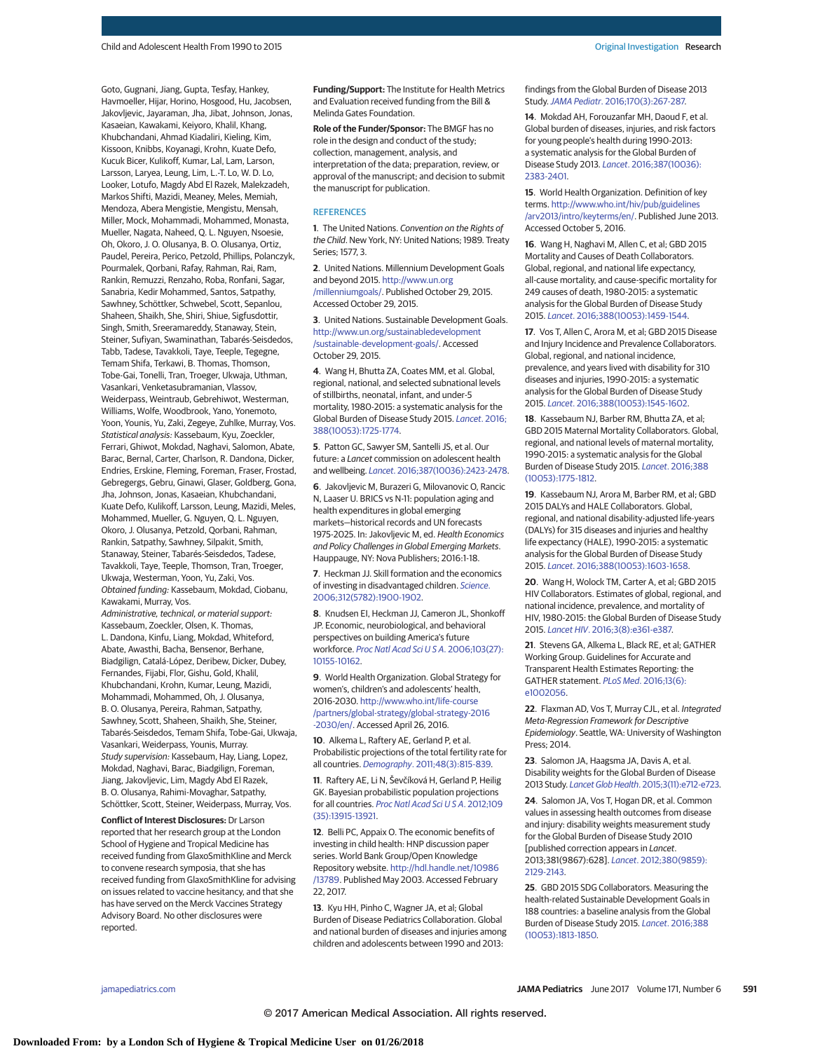Goto, Gugnani, Jiang, Gupta, Tesfay, Hankey, Havmoeller, Hijar, Horino, Hosgood, Hu, Jacobsen, Jakovljevic, Jayaraman, Jha, Jibat, Johnson, Jonas, Kasaeian, Kawakami, Keiyoro, Khalil, Khang, Khubchandani, Ahmad Kiadaliri, Kieling, Kim, Kissoon, Knibbs, Koyanagi, Krohn, Kuate Defo, Kucuk Bicer, Kulikoff, Kumar, Lal, Lam, Larson, Larsson, Laryea, Leung, Lim, L.-T. Lo, W. D. Lo, Looker, Lotufo, Magdy Abd El Razek, Malekzadeh, Markos Shifti, Mazidi, Meaney, Meles, Memiah, Mendoza, Abera Mengistie, Mengistu, Mensah, Miller, Mock, Mohammadi, Mohammed, Monasta, Mueller, Nagata, Naheed, Q. L. Nguyen, Nsoesie, Oh, Okoro, J. O. Olusanya, B. O. Olusanya, Ortiz, Paudel, Pereira, Perico, Petzold, Phillips, Polanczyk, Pourmalek, Qorbani, Rafay, Rahman, Rai, Ram, Rankin, Remuzzi, Renzaho, Roba, Ronfani, Sagar, Sanabria, Kedir Mohammed, Santos, Satpathy, Sawhney, Schöttker, Schwebel, Scott, Sepanlou, Shaheen, Shaikh, She, Shiri, Shiue, Sigfusdottir, Singh, Smith, Sreeramareddy, Stanaway, Stein, Steiner, Sufiyan, Swaminathan, Tabarés-Seisdedos, Tabb, Tadese, Tavakkoli, Taye, Teeple, Tegegne, Temam Shifa, Terkawi, B. Thomas, Thomson, Tobe-Gai, Tonelli, Tran, Troeger, Ukwaja, Uthman, Vasankari, Venketasubramanian, Vlassov, Weiderpass, Weintraub, Gebrehiwot, Westerman, Williams, Wolfe, Woodbrook, Yano, Yonemoto, Yoon, Younis, Yu, Zaki, Zegeye, Zuhlke, Murray, Vos.
*Statistical analysis:* Kassebaum, Kyu, Zoeckler, Ferrari, Ghiwot, Mokdad, Naghavi, Salomon, Abate, Barac, Bernal, Carter, Charlson, R. Dandona, Dicker, Endries, Erskine, Fleming, Foreman, Fraser, Frostad, Gebregergs, Gebru, Ginawi, Glaser, Goldberg, Gona, Jha, Johnson, Jonas, Kasaeian, Khubchandani, Kuate Defo, Kulikoff, Larsson, Leung, Mazidi, Meles, Mohammed, Mueller, G. Nguyen, Q. L. Nguyen, Okoro, J. Olusanya, Petzold, Qorbani, Rahman, Rankin, Satpathy, Sawhney, Silpakit, Smith, Stanaway, Steiner, Tabarés-Seisdedos, Tadese, Tavakkoli, Taye, Teeple, Thomson, Tran, Troeger, Ukwaja, Westerman, Yoon, Yu, Zaki, Vos.
*Obtained funding:* Kassebaum, Mokdad, Ciobanu, Kawakami, Murray, Vos.
*Administrative, technical, or material support:* Kassebaum, Zoeckler, Olsen, K. Thomas, L. Dandona, Kinfu, Liang, Mokdad, Whiteford, Abate, Awasthi, Bacha, Bensenor, Berhane, Biadgilign, Catalá-López, Deribew, Dicker, Dubey, Fernandes, Fijabi, Flor, Gishu, Gold, Khalil, Khubchandani, Krohn, Kumar, Leung, Mazidi, Mohammadi, Mohammed, Oh, J. Olusanya, B. O. Olusanya, Pereira, Rahman, Satpathy, Sawhney, Scott, Shaheen, Shaikh, She, Steiner, Tabarés-Seisdedos, Temam Shifa, Tobe-Gai, Ukwaja, Vasankari, Weiderpass, Younis, Murray.
*Study supervision:* Kassebaum, Hay, Liang, Lopez, Mokdad, Naghavi, Barac, Biadgilign, Foreman, Jiang, Jakovljevic, Lim, Magdy Abd El Razek, B. O. Olusanya, Rahimi-Movaghar, Satpathy, Schöttker, Scott, Steiner, Weiderpass, Murray, Vos.

**Conflict of Interest Disclosures:** Dr Larson reported that her research group at the London School of Hygiene and Tropical Medicine has received funding from GlaxoSmithKline and Merck to convene research symposia, that she has received funding from GlaxoSmithKline for advising on issues related to vaccine hesitancy, and that she has served on the Merck Vaccines Strategy Advisory Board. No other disclosures were reported.

**Funding/Support:** The Institute for Health Metrics and Evaluation received funding from the Bill & Melinda Gates Foundation.

**Role of the Funder/Sponsor:** The BMGF has no role in the design and conduct of the study; collection, management, analysis, and interpretation of the data; preparation, review, or approval of the manuscript; and decision to submit the manuscript for publication.

## REFERENCES

1. The United Nations. *Convention on the Rights of the Child*. New York, NY: United Nations; 1989. Treaty Series; 1577, 3.

2. United Nations. Millennium Development Goals and beyond 2015. http://www.un.org/millenniumgoals/. Published October 29, 2015. Accessed October 29, 2015.

3. United Nations. Sustainable Development Goals. http://www.un.org/sustainabledevelopment/sustainable-development-goals/. Accessed October 29, 2015.

4. Wang H, Bhutta ZA, Coates MM, et al. Global, regional, national, and selected subnational levels of stillbirths, neonatal, infant, and under-5 mortality, 1980-2015: a systematic analysis for the Global Burden of Disease Study 2015. *Lancet*. 2016;388(10053):1725-1774.

5. Patton GC, Sawyer SM, Santelli JS, et al. Our future: a *Lancet* commission on adolescent health and wellbeing. *Lancet*. 2016;387(10036):2423-2478.

6. Jakovljevic M, Burazeri G, Milovanovic O, Rancic N, Laaser U. BRICS vs N-11: population aging and health expenditures in global emerging markets—historical records and UN forecasts 1975-2025. In: Jakovljevic M, ed. *Health Economics and Policy Challenges in Global Emerging Markets*. Hauppauge, NY: Nova Publishers; 2016:1-18.

7. Heckman JJ. Skill formation and the economics of investing in disadvantaged children. *Science*. 2006;312(5782):1900-1902.

8. Knudsen EI, Heckman JJ, Cameron JL, Shonkoff JP. Economic, neurobiological, and behavioral perspectives on building America's future workforce. *Proc Natl Acad Sci U S A*. 2006;103(27):10155-10162.

9. World Health Organization. Global Strategy for women's, children's and adolescents' health, 2016-2030. http://www.who.int/life-course/partners/global-strategy/global-strategy-2016-2030/en/. Accessed April 26, 2016.

10. Alkema L, Raftery AE, Gerland P, et al. Probabilistic projections of the total fertility rate for all countries. *Demography*. 2011;48(3):815-839.

11. Raftery AE, Li N, Ševčíková H, Gerland P, Heilig GK. Bayesian probabilistic population projections for all countries. *Proc Natl Acad Sci U S A*. 2012;109(35):13915-13921.

12. Belli PC, Appaix O. The economic benefits of investing in child health: HNP discussion paper series. World Bank Group/Open Knowledge Repository website. http://hdl.handle.net/10986/13789. Published May 2003. Accessed February 22, 2017.

13. Kyu HH, Pinho C, Wagner JA, et al; Global Burden of Disease Pediatrics Collaboration. Global and national burden of diseases and injuries among children and adolescents between 1990 and 2013: findings from the Global Burden of Disease 2013 Study. *JAMA Pediatr*. 2016;170(3):267-287.

14. Mokdad AH, Forouzanfar MH, Daoud F, et al. Global burden of diseases, injuries, and risk factors for young people's health during 1990-2013: a systematic analysis for the Global Burden of Disease Study 2013. *Lancet*. 2016;387(10036):2383-2401.

15. World Health Organization. Definition of key terms. http://www.who.int/hiv/pub/guidelines/arv2013/intro/keyterms/en/. Published June 2013. Accessed October 5, 2016.

16. Wang H, Naghavi M, Allen C, et al; GBD 2015 Mortality and Causes of Death Collaborators. Global, regional, and national life expectancy, all-cause mortality, and cause-specific mortality for 249 causes of death, 1980-2015: a systematic analysis for the Global Burden of Disease Study 2015. *Lancet*. 2016;388(10053):1459-1544.

17. Vos T, Allen C, Arora M, et al; GBD 2015 Disease and Injury Incidence and Prevalence Collaborators. Global, regional, and national incidence, prevalence, and years lived with disability for 310 diseases and injuries, 1990-2015: a systematic analysis for the Global Burden of Disease Study 2015. *Lancet*. 2016;388(10053):1545-1602.

18. Kassebaum NJ, Barber RM, Bhutta ZA, et al; GBD 2015 Maternal Mortality Collaborators. Global, regional, and national levels of maternal mortality, 1990-2015: a systematic analysis for the Global Burden of Disease Study 2015. *Lancet*. 2016;388(10053):1775-1812.

19. Kassebaum NJ, Arora M, Barber RM, et al; GBD 2015 DALYs and HALE Collaborators. Global, regional, and national disability-adjusted life-years (DALYs) for 315 diseases and injuries and healthy life expectancy (HALE), 1990-2015: a systematic analysis for the Global Burden of Disease Study 2015. *Lancet*. 2016;388(10053):1603-1658.

20. Wang H, Wolock TM, Carter A, et al; GBD 2015 HIV Collaborators. Estimates of global, regional, and national incidence, prevalence, and mortality of HIV, 1980-2015: the Global Burden of Disease Study 2015. *Lancet HIV*. 2016;3(8):e361-e387.

21. Stevens GA, Alkema L, Black RE, et al; GATHER Working Group. Guidelines for Accurate and Transparent Health Estimates Reporting: the GATHER statement. *PLoS Med*. 2016;13(6):e1002056.

22. Flaxman AD, Vos T, Murray CJL, et al. *Integrated Meta-Regression Framework for Descriptive Epidemiology*. Seattle, WA: University of Washington Press; 2014.

23. Salomon JA, Haagsma JA, Davis A, et al. Disability weights for the Global Burden of Disease 2013 Study. *Lancet Glob Health*. 2015;3(11):e712-e723.

24. Salomon JA, Vos T, Hogan DR, et al. Common values in assessing health outcomes from disease and injury: disability weights measurement study for the Global Burden of Disease Study 2010 [published correction appears in *Lancet*. 2013;381(9867):628]. *Lancet*. 2012;380(9859):2129-2143.

25. GBD 2015 SDG Collaborators. Measuring the health-related Sustainable Development Goals in 188 countries: a baseline analysis from the Global Burden of Disease Study 2015. *Lancet*. 2016;388(10053):1813-1850.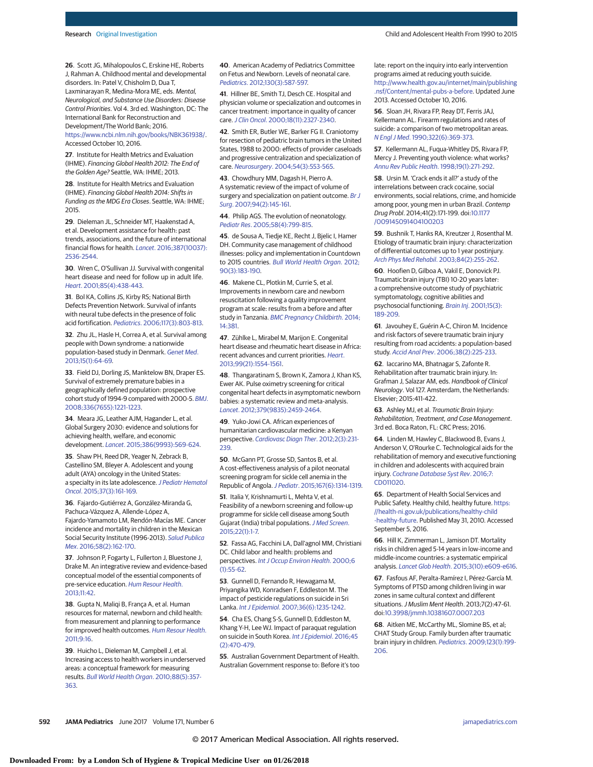26. Scott JG, Mihalopoulos C, Erskine HE, Roberts J, Rahman A. Childhood mental and developmental disorders. In: Patel V, Chisholm D, Dua T, Laxminarayan R, Medina-Mora ME, eds. *Mental, Neurological, and Substance Use Disorders: Disease Control Priorities*. Vol 4. 3rd ed. Washington, DC: The International Bank for Reconstruction and Development/The World Bank; 2016. https://www.ncbi.nlm.nih.gov/books/NBK361938/. Accessed October 10, 2016.

27. Institute for Health Metrics and Evaluation (IHME). *Financing Global Health 2012: The End of the Golden Age?* Seattle, WA: IHME; 2013.

28. Institute for Health Metrics and Evaluation (IHME). *Financing Global Health 2014: Shifts in Funding as the MDG Era Closes*. Seattle, WA: IHME; 2015.

29. Dieleman JL, Schneider MT, Haakenstad A, et al. Development assistance for health: past trends, associations, and the future of international financial flows for health. *Lancet*. 2016;387(10037):2536-2544.

30. Wren C, O'Sullivan JJ. Survival with congenital heart disease and need for follow up in adult life. *Heart*. 2001;85(4):438-443.

31. Bol KA, Collins JS, Kirby RS; National Birth Defects Prevention Network. Survival of infants with neural tube defects in the presence of folic acid fortification. *Pediatrics*. 2006;117(3):803-813.

32. Zhu JL, Hasle H, Correa A, et al. Survival among people with Down syndrome: a nationwide population-based study in Denmark. *Genet Med*. 2013;15(1):64-69.

33. Field DJ, Dorling JS, Manktelow BN, Draper ES. Survival of extremely premature babies in a geographically defined population: prospective cohort study of 1994-9 compared with 2000-5. *BMJ*. 2008;336(7655):1221-1223.

34. Meara JG, Leather AJM, Hagander L, et al. Global Surgery 2030: evidence and solutions for achieving health, welfare, and economic development. *Lancet*. 2015;386(9993):569-624.

35. Shaw PH, Reed DR, Yeager N, Zebrack B, Castellino SM, Bleyer A. Adolescent and young adult (AYA) oncology in the United States: a specialty in its late adolescence. *J Pediatr Hematol Oncol*. 2015;37(3):161-169.

36. Fajardo-Gutiérrez A, González-Miranda G, Pachuca-Vázquez A, Allende-López A, Fajardo-Yamamoto LM, Rendón-Macías ME. Cancer incidence and mortality in children in the Mexican Social Security Institute (1996-2013). *Salud Publica Mex*. 2016;58(2):162-170.

37. Johnson P, Fogarty L, Fullerton J, Bluestone J, Drake M. An integrative review and evidence-based conceptual model of the essential components of pre-service education. *Hum Resour Health*. 2013;11:42.

38. Gupta N, Maliqi B, França A, et al. Human resources for maternal, newborn and child health: from measurement and planning to performance for improved health outcomes. *Hum Resour Health*. 2011;9:16.

39. Huicho L, Dieleman M, Campbell J, et al. Increasing access to health workers in underserved areas: a conceptual framework for measuring results. *Bull World Health Organ*. 2010;88(5):357-363.

40. American Academy of Pediatrics Committee on Fetus and Newborn. Levels of neonatal care. *Pediatrics*. 2012;130(3):587-597.

41. Hillner BE, Smith TJ, Desch CE. Hospital and physician volume or specialization and outcomes in cancer treatment: importance in quality of cancer care. *J Clin Oncol*. 2000;18(11):2327-2340.

42. Smith ER, Butler WE, Barker FG II. Craniotomy for resection of pediatric brain tumors in the United States, 1988 to 2000: effects of provider caseloads and progressive centralization and specialization of care. *Neurosurgery*. 2004;54(3):553-565.

43. Chowdhury MM, Dagash H, Pierro A. A systematic review of the impact of volume of surgery and specialization on patient outcome. *Br J Surg*. 2007;94(2):145-161.

44. Philip AGS. The evolution of neonatology. *Pediatr Res*. 2005;58(4):799-815.

45. de Sousa A, Tiedje KE, Recht J, Bjelic I, Hamer DH. Community case management of childhood illnesses: policy and implementation in Countdown to 2015 countries. *Bull World Health Organ*. 2012;90(3):183-190.

46. Makene CL, Plotkin M, Currie S, et al. Improvements in newborn care and newborn resuscitation following a quality improvement program at scale: results from a before and after study in Tanzania. *BMC Pregnancy Childbirth*. 2014;14:381.

47. Zühlke L, Mirabel M, Marijon E. Congenital heart disease and rheumatic heart disease in Africa: recent advances and current priorities. *Heart*. 2013;99(21):1554-1561.

48. Thangaratinam S, Brown K, Zamora J, Khan KS, Ewer AK. Pulse oximetry screening for critical congenital heart defects in asymptomatic newborn babies: a systematic review and meta-analysis. *Lancet*. 2012;379(9835):2459-2464.

49. Yuko-Jowi CA. African experiences of humanitarian cardiovascular medicine: a Kenyan perspective. *Cardiovasc Diagn Ther*. 2012;2(3):231-239.

50. McGann PT, Grosse SD, Santos B, et al. A cost-effectiveness analysis of a pilot neonatal screening program for sickle cell anemia in the Republic of Angola. *J Pediatr*. 2015;167(6):1314-1319.

51. Italia Y, Krishnamurti L, Mehta V, et al. Feasibility of a newborn screening and follow-up programme for sickle cell disease among South Gujarat (India) tribal populations. *J Med Screen*. 2015;22(1):1-7.

52. Fassa AG, Facchini LA, Dall'agnol MM, Christiani DC. Child labor and health: problems and perspectives. *Int J Occup Environ Health*. 2000;6(1):55-62.

53. Gunnell D, Fernando R, Hewagama M, Priyangika WD, Konradsen F, Eddleston M. The impact of pesticide regulations on suicide in Sri Lanka. *Int J Epidemiol*. 2007;36(6):1235-1242.

54. Cha ES, Chang S-S, Gunnell D, Eddleston M, Khang Y-H, Lee WJ. Impact of paraquat regulation on suicide in South Korea. *Int J Epidemiol*. 2016;45(2):470-479.

55. Australian Government Department of Health. Australian Government response to: Before it's too late: report on the inquiry into early intervention programs aimed at reducing youth suicide. http://www.health.gov.au/internet/main/publishing.nsf/Content/mental-pubs-a-before. Updated June 2013. Accessed October 10, 2016.

56. Sloan JH, Rivara FP, Reay DT, Ferris JAJ, Kellermann AL. Firearm regulations and rates of suicide: a comparison of two metropolitan areas. *N Engl J Med*. 1990;322(6):369-373.

57. Kellermann AL, Fuqua-Whitley DS, Rivara FP, Mercy J. Preventing youth violence: what works? *Annu Rev Public Health*. 1998;19(1):271-292.

58. Ursin M. 'Crack ends it all?' a study of the interrelations between crack cocaine, social environments, social relations, crime, and homicide among poor, young men in urban Brazil. *Contemp Drug Probl*. 2014;41(2):171-199. doi:10.1177/009145091404100203

59. Bushnik T, Hanks RA, Kreutzer J, Rosenthal M. Etiology of traumatic brain injury: characterization of differential outcomes up to 1 year postinjury. *Arch Phys Med Rehabil*. 2003;84(2):255-262.

60. Hoofien D, Gilboa A, Vakil E, Donovick PJ. Traumatic brain injury (TBI) 10-20 years later: a comprehensive outcome study of psychiatric symptomatology, cognitive abilities and psychosocial functioning. *Brain Inj*. 2001;15(3):189-209.

61. Javouhey E, Guérin A-C, Chiron M. Incidence and risk factors of severe traumatic brain injury resulting from road accidents: a population-based study. *Accid Anal Prev*. 2006;38(2):225-233.

62. Iaccarino MA, Bhatnagar S, Zafonte R. Rehabilitation after traumatic brain injury. In: Grafman J, Salazar AM, eds. *Handbook of Clinical Neurology*. Vol 127. Amsterdam, the Netherlands: Elsevier; 2015:411-422.

63. Ashley MJ, et al. *Traumatic Brain Injury: Rehabilitation, Treatment, and Case Management*. 3rd ed. Boca Raton, FL: CRC Press; 2016.

64. Linden M, Hawley C, Blackwood B, Evans J, Anderson V, O'Rourke C. Technological aids for the rehabilitation of memory and executive functioning in children and adolescents with acquired brain injury. *Cochrane Database Syst Rev*. 2016;7:CD011020.

65. Department of Health Social Services and Public Safety. Healthy child, healthy future. https://health-ni.gov.uk/publications/healthy-child-healthy-future. Published May 31, 2010. Accessed September 5, 2016.

66. Hill K, Zimmerman L, Jamison DT. Mortality risks in children aged 5-14 years in low-income and middle-income countries: a systematic empirical analysis. *Lancet Glob Health*. 2015;3(10):e609-e616.

67. Fasfous AF, Peralta-Ramírez I, Pérez-García M. Symptoms of PTSD among children living in war zones in same cultural context and different situations. *J Muslim Ment Health*. 2013;7(2):47-61. doi:10.3998/jmmh.10381607.0007.203

68. Aitken ME, McCarthy ML, Slomine BS, et al; CHAT Study Group. Family burden after traumatic brain injury in children. *Pediatrics*. 2009;123(1):199-206.